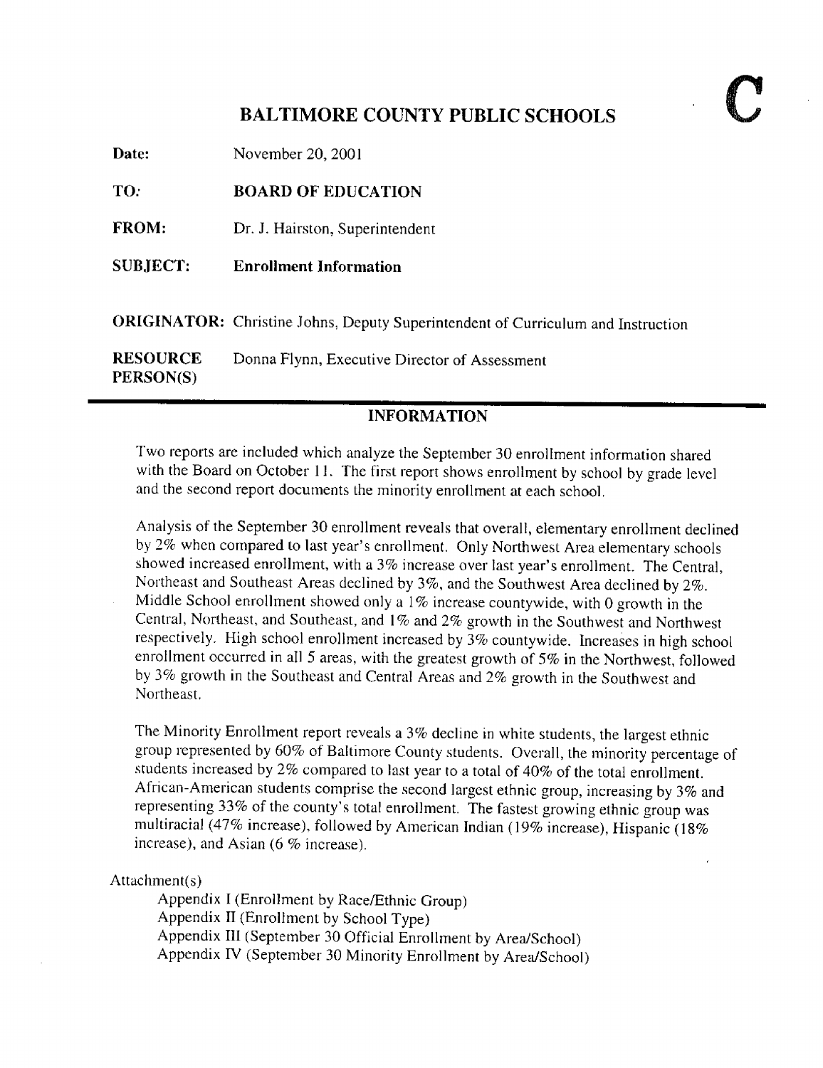# BALTIMORE COUNTY PUBLIC SCHOOLS

C

**Date:** November 20, 2001

**TO:** **BOARD OF EDUCATION**

**FROM:** Dr. J. Hairston, Superintendent

**SUBJECT:** **Enrollment Information**

**ORIGINATOR:** Christine Johns, Deputy Superintendent of Curriculum and Instruction

**RESOURCE PERSON(S)** Donna Flynn, Executive Director of Assessment

## INFORMATION

Two reports are included which analyze the September 30 enrollment information shared with the Board on October 11. The first report shows enrollment by school by grade level and the second report documents the minority enrollment at each school.

Analysis of the September 30 enrollment reveals that overall, elementary enrollment declined by 2% when compared to last year's enrollment. Only Northwest Area elementary schools showed increased enrollment, with a 3% increase over last year's enrollment. The Central, Northeast and Southeast Areas declined by 3%, and the Southwest Area declined by 2%. Middle School enrollment showed only a 1% increase countywide, with 0 growth in the Central, Northeast, and Southeast, and 1% and 2% growth in the Southwest and Northwest respectively. High school enrollment increased by 3% countywide. Increases in high school enrollment occurred in all 5 areas, with the greatest growth of 5% in the Northwest, followed by 3% growth in the Southeast and Central Areas and 2% growth in the Southwest and Northeast.

The Minority Enrollment report reveals a 3% decline in white students, the largest ethnic group represented by 60% of Baltimore County students. Overall, the minority percentage of students increased by 2% compared to last year to a total of 40% of the total enrollment. African-American students comprise the second largest ethnic group, increasing by 3% and representing 33% of the county's total enrollment. The fastest growing ethnic group was multiracial (47% increase), followed by American Indian (19% increase), Hispanic (18% increase), and Asian (6 % increase).

Attachment(s)

- Appendix I (Enrollment by Race/Ethnic Group)
- Appendix II (Enrollment by School Type)
- Appendix III (September 30 Official Enrollment by Area/School)
- Appendix IV (September 30 Minority Enrollment by Area/School)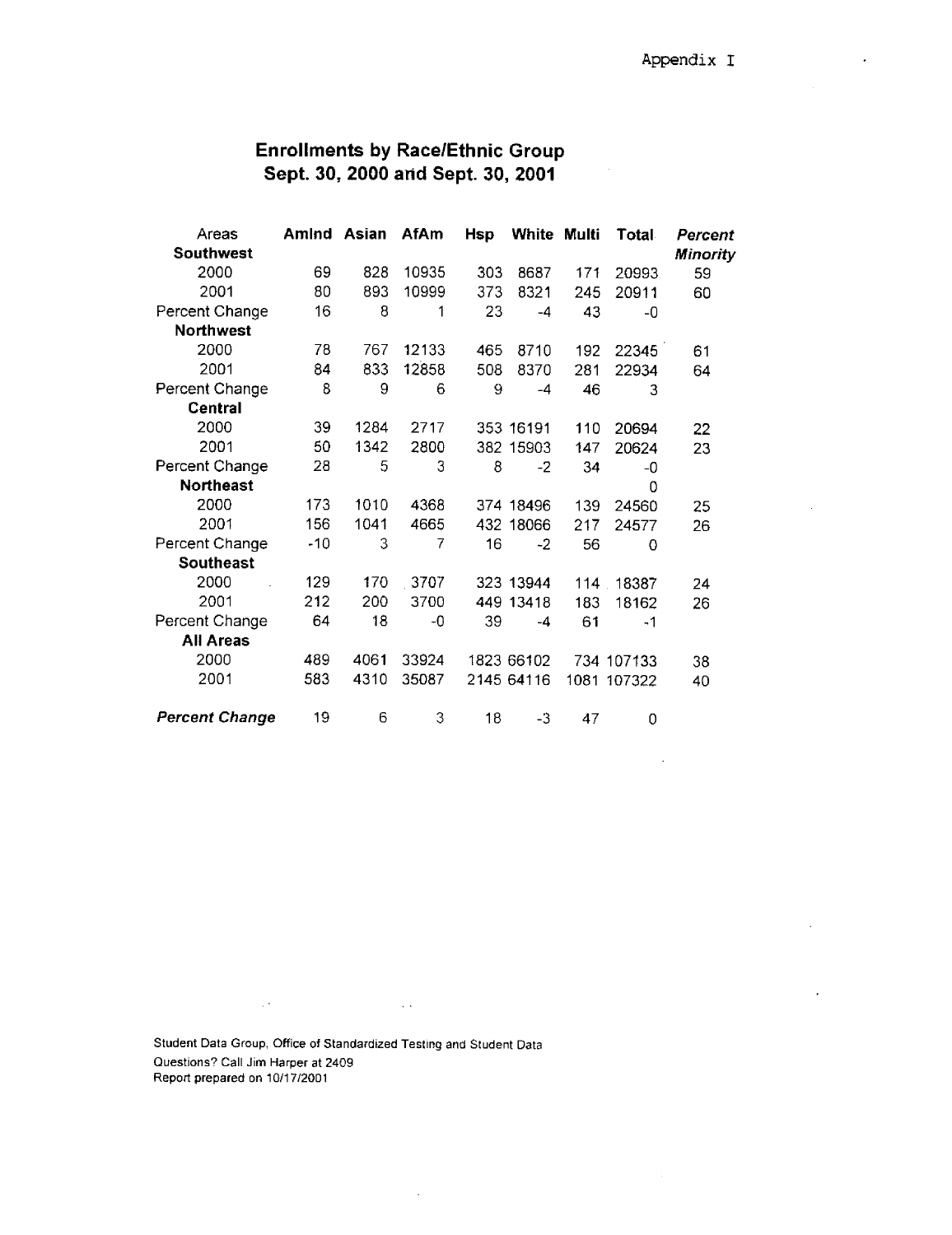Appendix I

## Enrollments by Race/Ethnic Group
## Sept. 30, 2000 and Sept. 30, 2001

| Areas | AmInd | Asian | AfAm | Hsp | White | Multi | Total | *Percent Minority* |
|---|---|---|---|---|---|---|---|---|
| **Southwest** | | | | | | | | |
| 2000 | 69 | 828 | 10935 | 303 | 8687 | 171 | 20993 | 59 |
| 2001 | 80 | 893 | 10999 | 373 | 8321 | 245 | 20911 | 60 |
| Percent Change | 16 | 8 | 1 | 23 | -4 | 43 | -0 | |
| **Northwest** | | | | | | | | |
| 2000 | 78 | 767 | 12133 | 465 | 8710 | 192 | 22345 | 61 |
| 2001 | 84 | 833 | 12858 | 508 | 8370 | 281 | 22934 | 64 |
| Percent Change | 8 | 9 | 6 | 9 | -4 | 46 | 3 | |
| **Central** | | | | | | | | |
| 2000 | 39 | 1284 | 2717 | 353 | 16191 | 110 | 20694 | 22 |
| 2001 | 50 | 1342 | 2800 | 382 | 15903 | 147 | 20624 | 23 |
| Percent Change | 28 | 5 | 3 | 8 | -2 | 34 | -0 | |
| **Northeast** | | | | | | | 0 | |
| 2000 | 173 | 1010 | 4368 | 374 | 18496 | 139 | 24560 | 25 |
| 2001 | 156 | 1041 | 4665 | 432 | 18066 | 217 | 24577 | 26 |
| Percent Change | -10 | 3 | 7 | 16 | -2 | 56 | 0 | |
| **Southeast** | | | | | | | | |
| 2000 | 129 | 170 | 3707 | 323 | 13944 | 114 | 18387 | 24 |
| 2001 | 212 | 200 | 3700 | 449 | 13418 | 183 | 18162 | 26 |
| Percent Change | 64 | 18 | -0 | 39 | -4 | 61 | -1 | |
| **All Areas** | | | | | | | | |
| 2000 | 489 | 4061 | 33924 | 1823 | 66102 | 734 | 107133 | 38 |
| 2001 | 583 | 4310 | 35087 | 2145 | 64116 | 1081 | 107322 | 40 |
| ***Percent Change*** | 19 | 6 | 3 | 18 | -3 | 47 | 0 | |

Student Data Group, Office of Standardized Testing and Student Data
Questions? Call Jim Harper at 2409
Report prepared on 10/17/2001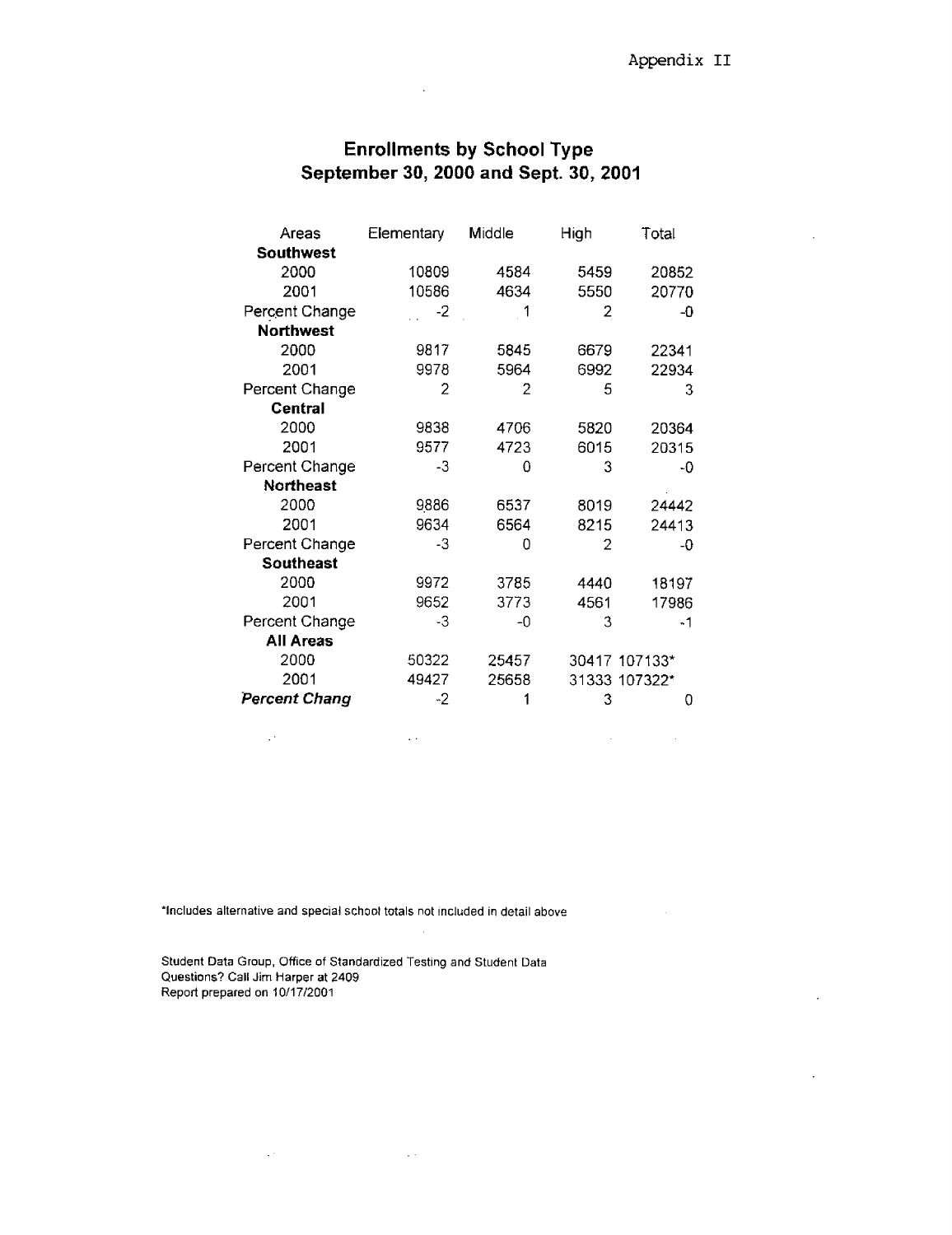## Enrollments by School Type
## September 30, 2000 and Sept. 30, 2001

| Areas | Elementary | Middle | High | Total |
|---|---|---|---|---|
| **Southwest** | | | | |
| 2000 | 10809 | 4584 | 5459 | 20852 |
| 2001 | 10586 | 4634 | 5550 | 20770 |
| Percent Change | -2 | 1 | 2 | -0 |
| **Northwest** | | | | |
| 2000 | 9817 | 5845 | 6679 | 22341 |
| 2001 | 9978 | 5964 | 6992 | 22934 |
| Percent Change | 2 | 2 | 5 | 3 |
| **Central** | | | | |
| 2000 | 9838 | 4706 | 5820 | 20364 |
| 2001 | 9577 | 4723 | 6015 | 20315 |
| Percent Change | -3 | 0 | 3 | -0 |
| **Northeast** | | | | |
| 2000 | 9886 | 6537 | 8019 | 24442 |
| 2001 | 9634 | 6564 | 8215 | 24413 |
| Percent Change | -3 | 0 | 2 | -0 |
| **Southeast** | | | | |
| 2000 | 9972 | 3785 | 4440 | 18197 |
| 2001 | 9652 | 3773 | 4561 | 17986 |
| Percent Change | -3 | -0 | 3 | -1 |
| **All Areas** | | | | |
| 2000 | 50322 | 25457 | 30417 | 107133* |
| 2001 | 49427 | 25658 | 31333 | 107322* |
| ***Percent Chang*** | -2 | 1 | 3 | 0 |

*Includes alternative and special school totals not included in detail above

Student Data Group, Office of Standardized Testing and Student Data
Questions? Call Jim Harper at 2409
Report prepared on 10/17/2001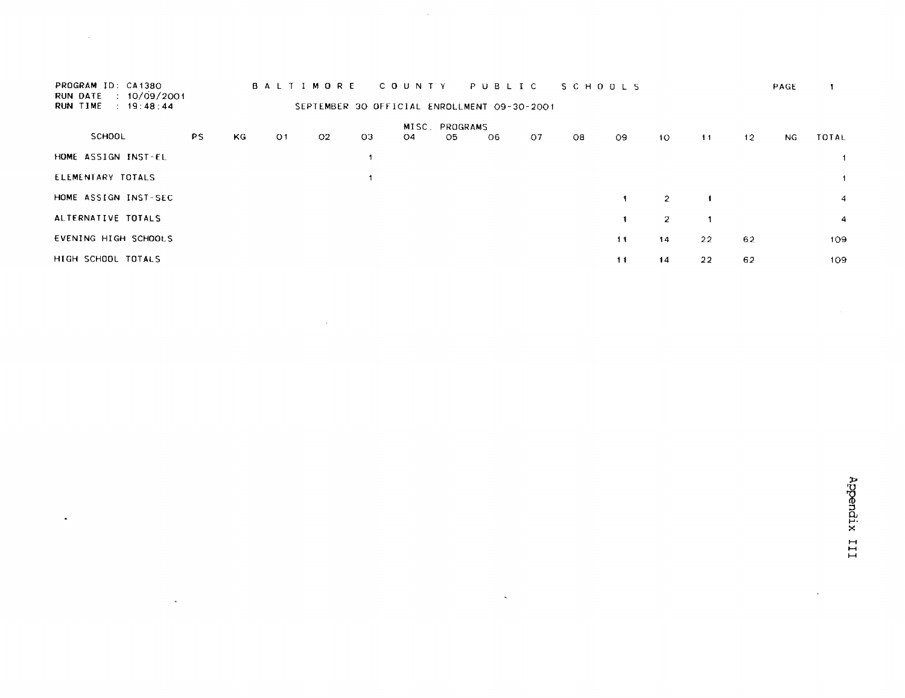PROGRAM ID: CA1380
RUN DATE : 10/09/2001
RUN TIME : 19:48:44

BALTIMORE COUNTY PUBLIC SCHOOLS

PAGE 1

SEPTEMBER 30 OFFICIAL ENROLLMENT 09-30-2001

MISC. PROGRAMS

| SCHOOL | PS | KG | 01 | 02 | 03 | 04 | 05 | 06 | 07 | 08 | 09 | 10 | 11 | 12 | NG | TOTAL |
|---|---|---|---|---|---|---|---|---|---|---|---|---|---|---|---|---|
| HOME ASSIGN INST-EL | | | | | 1 | | | | | | | | | | | 1 |
| ELEMENTARY TOTALS | | | | | 1 | | | | | | | | | | | 1 |
| HOME ASSIGN INST-SEC | | | | | | | | | | | 1 | 2 | 1 | | | 4 |
| ALTERNATIVE TOTALS | | | | | | | | | | | 1 | 2 | 1 | | | 4 |
| EVENING HIGH SCHOOLS | | | | | | | | | | | 11 | 14 | 22 | 62 | | 109 |
| HIGH SCHOOL TOTALS | | | | | | | | | | | 11 | 14 | 22 | 62 | | 109 |

Appendix III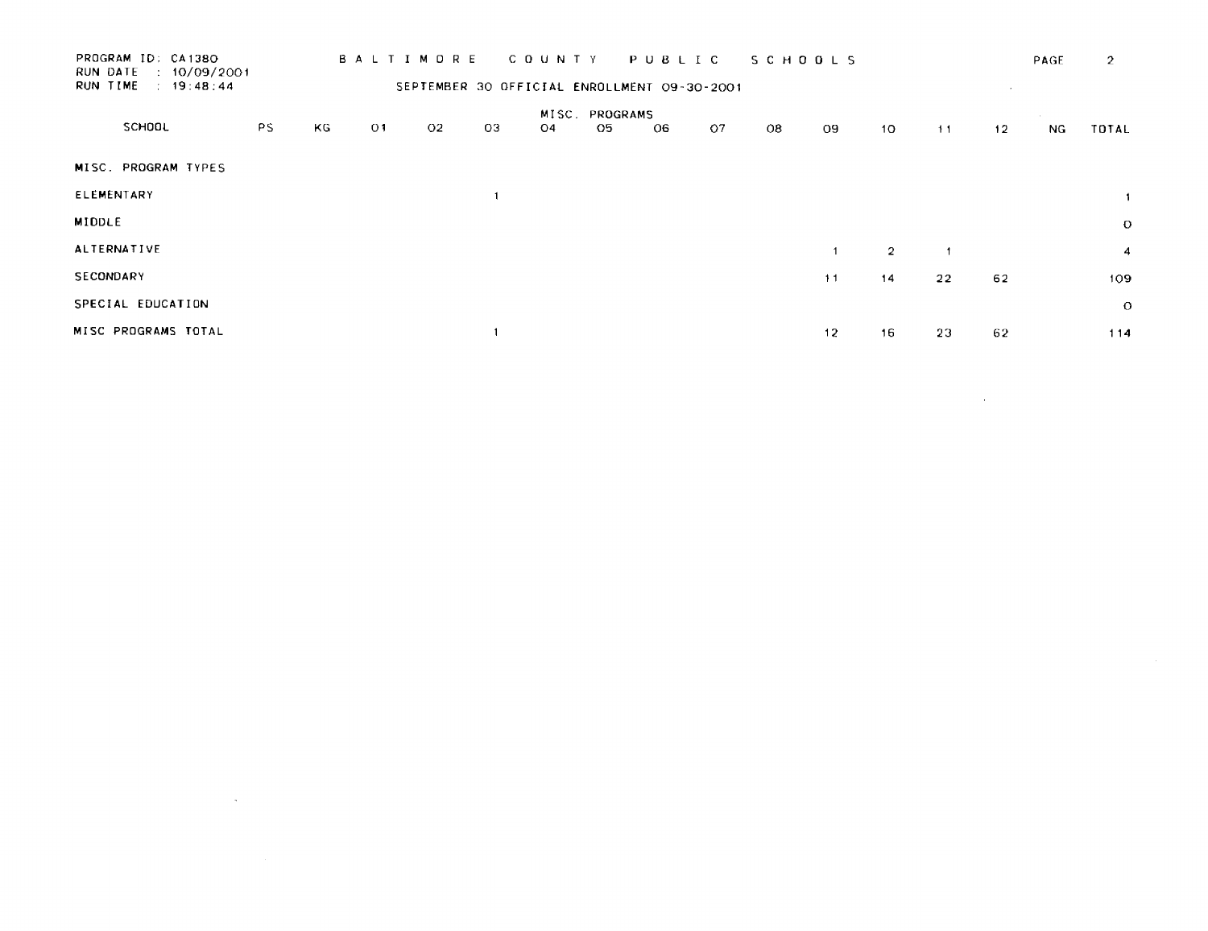BALTIMORE COUNTY PUBLIC SCHOOLS

SEPTEMBER 30 OFFICIAL ENROLLMENT 09-30-2001

MISC. PROGRAMS

| SCHOOL | PS | KG | 01 | 02 | 03 | 04 | 05 | 06 | 07 | 08 | 09 | 10 | 11 | 12 | NG | TOTAL |
|---|---|---|---|---|---|---|---|---|---|---|---|---|---|---|---|---|
| MISC. PROGRAM TYPES | | | | | | | | | | | | | | | | |
| ELEMENTARY | | | | | 1 | | | | | | | | | | | 1 |
| MIDDLE | | | | | | | | | | | | | | | | 0 |
| ALTERNATIVE | | | | | | | | | | | 1 | 2 | 1 | | | 4 |
| SECONDARY | | | | | | | | | | | 11 | 14 | 22 | 62 | | 109 |
| SPECIAL EDUCATION | | | | | | | | | | | | | | | | 0 |
| MISC PROGRAMS TOTAL | | | | | 1 | | | | | | 12 | 16 | 23 | 62 | | 114 |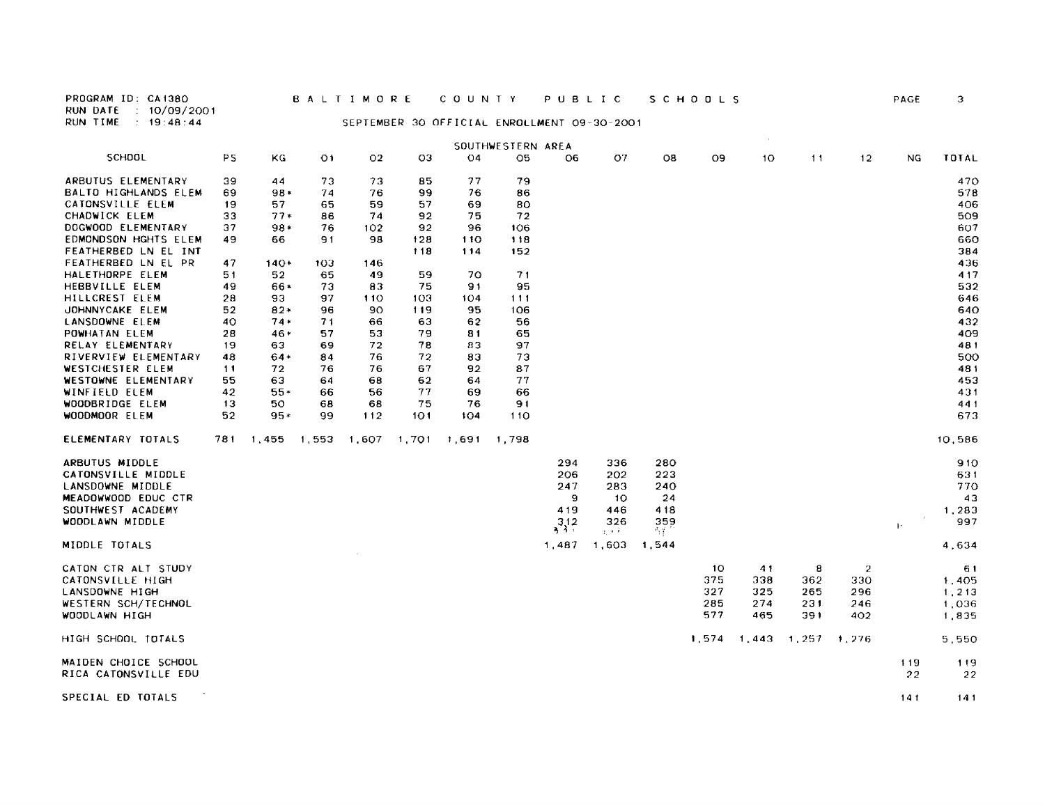PROGRAM ID: CA1380
RUN DATE : 10/09/2001
RUN TIME : 19:48:44

# BALTIMORE COUNTY PUBLIC SCHOOLS

## SEPTEMBER 30 OFFICIAL ENROLLMENT 09-30-2001

### SOUTHWESTERN AREA

| SCHOOL | PS | KG | 01 | 02 | 03 | 04 | 05 | 06 | 07 | 08 | 09 | 10 | 11 | 12 | NG | TOTAL |
|---|---|---|---|---|---|---|---|---|---|---|---|---|---|---|---|---|
| ARBUTUS ELEMENTARY | 39 | 44 | 73 | 73 | 85 | 77 | 79 | | | | | | | | | 470 |
| BALTO HIGHLANDS ELEM | 69 | 98* | 74 | 76 | 99 | 76 | 86 | | | | | | | | | 578 |
| CATONSVILLE ELEM | 19 | 57 | 65 | 59 | 57 | 69 | 80 | | | | | | | | | 406 |
| CHADWICK ELEM | 33 | 77* | 86 | 74 | 92 | 75 | 72 | | | | | | | | | 509 |
| DOGWOOD ELEMENTARY | 37 | 98* | 76 | 102 | 92 | 96 | 106 | | | | | | | | | 607 |
| EDMONDSON HGHTS ELEM | 49 | 66 | 91 | 98 | 128 | 110 | 118 | | | | | | | | | 660 |
| FEATHERBED LN EL INT | | | | | 118 | 114 | 152 | | | | | | | | | 384 |
| FEATHERBED LN EL PR | 47 | 140* | 103 | 146 | | | | | | | | | | | | 436 |
| HALETHORPE ELEM | 51 | 52 | 65 | 49 | 59 | 70 | 71 | | | | | | | | | 417 |
| HEBBVILLE ELEM | 49 | 66* | 73 | 83 | 75 | 91 | 95 | | | | | | | | | 532 |
| HILLCREST ELEM | 28 | 93 | 97 | 110 | 103 | 104 | 111 | | | | | | | | | 646 |
| JOHNNYCAKE ELEM | 52 | 82* | 96 | 90 | 119 | 95 | 106 | | | | | | | | | 640 |
| LANSDOWNE ELEM | 40 | 74* | 71 | 66 | 63 | 62 | 56 | | | | | | | | | 432 |
| POWHATAN ELEM | 28 | 46* | 57 | 53 | 79 | 81 | 65 | | | | | | | | | 409 |
| RELAY ELEMENTARY | 19 | 63 | 69 | 72 | 78 | 83 | 97 | | | | | | | | | 481 |
| RIVERVIEW ELEMENTARY | 48 | 64* | 84 | 76 | 72 | 83 | 73 | | | | | | | | | 500 |
| WESTCHESTER ELEM | 11 | 72 | 76 | 76 | 67 | 92 | 87 | | | | | | | | | 481 |
| WESTOWNE ELEMENTARY | 55 | 63 | 64 | 68 | 62 | 64 | 77 | | | | | | | | | 453 |
| WINFIELD ELEM | 42 | 55* | 66 | 56 | 77 | 69 | 66 | | | | | | | | | 431 |
| WOODBRIDGE ELEM | 13 | 50 | 68 | 68 | 75 | 76 | 91 | | | | | | | | | 441 |
| WOODMOOR ELEM | 52 | 95* | 99 | 112 | 101 | 104 | 110 | | | | | | | | | 673 |
| ELEMENTARY TOTALS | 781 | 1,455 | 1,553 | 1,607 | 1,701 | 1,691 | 1,798 | | | | | | | | | 10,586 |
| ARBUTUS MIDDLE | | | | | | | | 294 | 336 | 280 | | | | | | 910 |
| CATONSVILLE MIDDLE | | | | | | | | 206 | 202 | 223 | | | | | | 631 |
| LANSDOWNE MIDDLE | | | | | | | | 247 | 283 | 240 | | | | | | 770 |
| MEADOWWOOD EDUC CTR | | | | | | | | 9 | 10 | 24 | | | | | | 43 |
| SOUTHWEST ACADEMY | | | | | | | | 419 | 446 | 418 | | | | | | 1,283 |
| WOODLAWN MIDDLE | | | | | | | | 312 | 326 | 359 | | | | | | 997 |
| MIDDLE TOTALS | | | | | | | | 1,487 | 1,603 | 1,544 | | | | | | 4,634 |
| CATON CTR ALT STUDY | | | | | | | | | | | 10 | 41 | 8 | 2 | | 61 |
| CATONSVILLE HIGH | | | | | | | | | | | 375 | 338 | 362 | 330 | | 1,405 |
| LANSDOWNE HIGH | | | | | | | | | | | 327 | 325 | 265 | 296 | | 1,213 |
| WESTERN SCH/TECHNOL | | | | | | | | | | | 285 | 274 | 231 | 246 | | 1,036 |
| WOODLAWN HIGH | | | | | | | | | | | 577 | 465 | 391 | 402 | | 1,835 |
| HIGH SCHOOL TOTALS | | | | | | | | | | | 1,574 | 1,443 | 1,257 | 1,276 | | 5,550 |
| MAIDEN CHOICE SCHOOL | | | | | | | | | | | | | | | 119 | 119 |
| RICA CATONSVILLE EDU | | | | | | | | | | | | | | | 22 | 22 |
| SPECIAL ED TOTALS | | | | | | | | | | | | | | | 141 | 141 |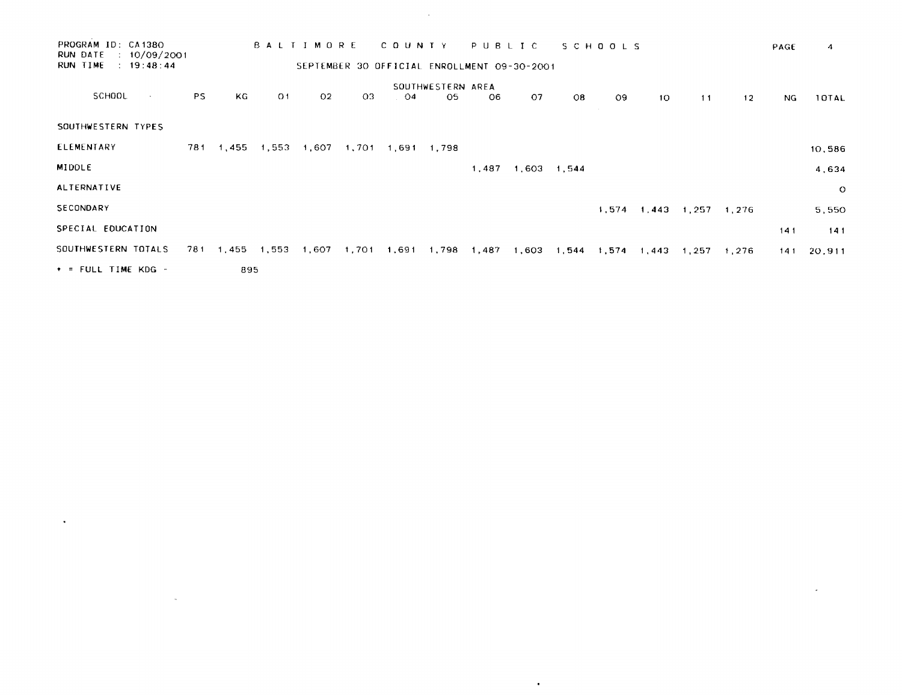PROGRAM ID: CA1380
RUN DATE : 10/09/2001
RUN TIME : 19:48:44

# BALTIMORE COUNTY PUBLIC SCHOOLS

## SEPTEMBER 30 OFFICIAL ENROLLMENT 09-30-2001

### SOUTHWESTERN AREA

| SCHOOL | PS | KG | 01 | 02 | 03 | 04 | 05 | 06 | 07 | 08 | 09 | 10 | 11 | 12 | NG | TOTAL |
|---|---|---|---|---|---|---|---|---|---|---|---|---|---|---|---|---|
| SOUTHWESTERN TYPES | | | | | | | | | | | | | | | | |
| ELEMENTARY | 781 | 1,455 | 1,553 | 1,607 | 1,701 | 1,691 | 1,798 | | | | | | | | | 10,586 |
| MIDDLE | | | | | | | | 1,487 | 1,603 | 1,544 | | | | | | 4,634 |
| ALTERNATIVE | | | | | | | | | | | | | | | | 0 |
| SECONDARY | | | | | | | | | | | 1,574 | 1,443 | 1,257 | 1,276 | | 5,550 |
| SPECIAL EDUCATION | | | | | | | | | | | | | | | 141 | 141 |
| SOUTHWESTERN TOTALS | 781 | 1,455 | 1,553 | 1,607 | 1,701 | 1,691 | 1,798 | 1,487 | 1,603 | 1,544 | 1,574 | 1,443 | 1,257 | 1,276 | 141 | 20,911 |
| * = FULL TIME KDG - | | 895 | | | | | | | | | | | | | | |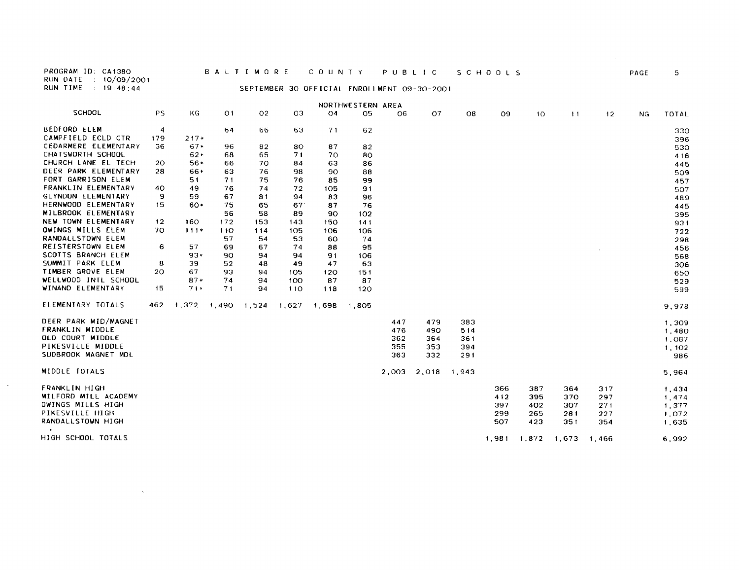PROGRAM ID: CA1380
RUN DATE : 10/09/2001
RUN TIME : 19:48:44

# BALTIMORE COUNTY PUBLIC SCHOOLS

## SEPTEMBER 30 OFFICIAL ENROLLMENT 09-30-2001

### NORTHWESTERN AREA

| SCHOOL | PS | KG | 01 | 02 | 03 | 04 | 05 | 06 | 07 | 08 | 09 | 10 | 11 | 12 | NG | TOTAL |
|---|---|---|---|---|---|---|---|---|---|---|---|---|---|---|---|---|
| BEDFORD ELEM | 4 | | 64 | 66 | 63 | 71 | 62 | | | | | | | | | 330 |
| CAMPFIELD ECLD CTR | 179 | 217* | | | | | | | | | | | | | | 396 |
| CEDARMERE ELEMENTARY | 36 | 67* | 96 | 82 | 80 | 87 | 82 | | | | | | | | | 530 |
| CHATSWORTH SCHOOL | | 62* | 68 | 65 | 71 | 70 | 80 | | | | | | | | | 416 |
| CHURCH LANE EL TECH | 20 | 56* | 66 | 70 | 84 | 63 | 86 | | | | | | | | | 445 |
| DEER PARK ELEMENTARY | 28 | 66* | 63 | 76 | 98 | 90 | 88 | | | | | | | | | 509 |
| FORT GARRISON ELEM | | 51 | 71 | 75 | 76 | 85 | 99 | | | | | | | | | 457 |
| FRANKLIN ELEMENTARY | 40 | 49 | 76 | 74 | 72 | 105 | 91 | | | | | | | | | 507 |
| GLYNDON ELEMENTARY | 9 | 59 | 67 | 81 | 94 | 83 | 96 | | | | | | | | | 489 |
| HERNWOOD ELEMENTARY | 15 | 60* | 75 | 65 | 67 | 87 | 76 | | | | | | | | | 445 |
| MILBROOK ELEMENTARY | | | 56 | 58 | 89 | 90 | 102 | | | | | | | | | 395 |
| NEW TOWN ELEMENTARY | 12 | 160 | 172 | 153 | 143 | 150 | 141 | | | | | | | | | 931 |
| OWINGS MILLS ELEM | 70 | 111* | 110 | 114 | 105 | 106 | 106 | | | | | | | | | 722 |
| RANDALLSTOWN ELEM | | | 57 | 54 | 53 | 60 | 74 | | | | | | | | | 298 |
| REISTERSTOWN ELEM | 6 | 57 | 69 | 67 | 74 | 88 | 95 | | | | | | | | | 456 |
| SCOTTS BRANCH ELEM | | 93* | 90 | 94 | 94 | 91 | 106 | | | | | | | | | 568 |
| SUMMIT PARK ELEM | 8 | 39 | 52 | 48 | 49 | 47 | 63 | | | | | | | | | 306 |
| TIMBER GROVE ELEM | 20 | 67 | 93 | 94 | 105 | 120 | 151 | | | | | | | | | 650 |
| WELLWOOD INTL SCHOOL | | 87* | 74 | 94 | 100 | 87 | 87 | | | | | | | | | 529 |
| WINAND ELEMENTARY | 15 | 71* | 71 | 94 | 110 | 118 | 120 | | | | | | | | | 599 |
| ELEMENTARY TOTALS | 462 | 1,372 | 1,490 | 1,524 | 1,627 | 1,698 | 1,805 | | | | | | | | | 9,978 |
| DEER PARK MID/MAGNET | | | | | | | | 447 | 479 | 383 | | | | | | 1,309 |
| FRANKLIN MIDDLE | | | | | | | | 476 | 490 | 514 | | | | | | 1,480 |
| OLD COURT MIDDLE | | | | | | | | 362 | 364 | 361 | | | | | | 1,087 |
| PIKESVILLE MIDDLE | | | | | | | | 355 | 353 | 394 | | | | | | 1,102 |
| SUDBROOK MAGNET MDL | | | | | | | | 363 | 332 | 291 | | | | | | 986 |
| MIDDLE TOTALS | | | | | | | | 2,003 | 2,018 | 1,943 | | | | | | 5,964 |
| FRANKLIN HIGH | | | | | | | | | | | 366 | 387 | 364 | 317 | | 1,434 |
| MILFORD MILL ACADEMY | | | | | | | | | | | 412 | 395 | 370 | 297 | | 1,474 |
| OWINGS MILLS HIGH | | | | | | | | | | | 397 | 402 | 307 | 271 | | 1,377 |
| PIKESVILLE HIGH | | | | | | | | | | | 299 | 265 | 281 | 227 | | 1,072 |
| RANDALLSTOWN HIGH | | | | | | | | | | | 507 | 423 | 351 | 354 | | 1,635 |
| HIGH SCHOOL TOTALS | | | | | | | | | | | 1,981 | 1,872 | 1,673 | 1,466 | | 6,992 |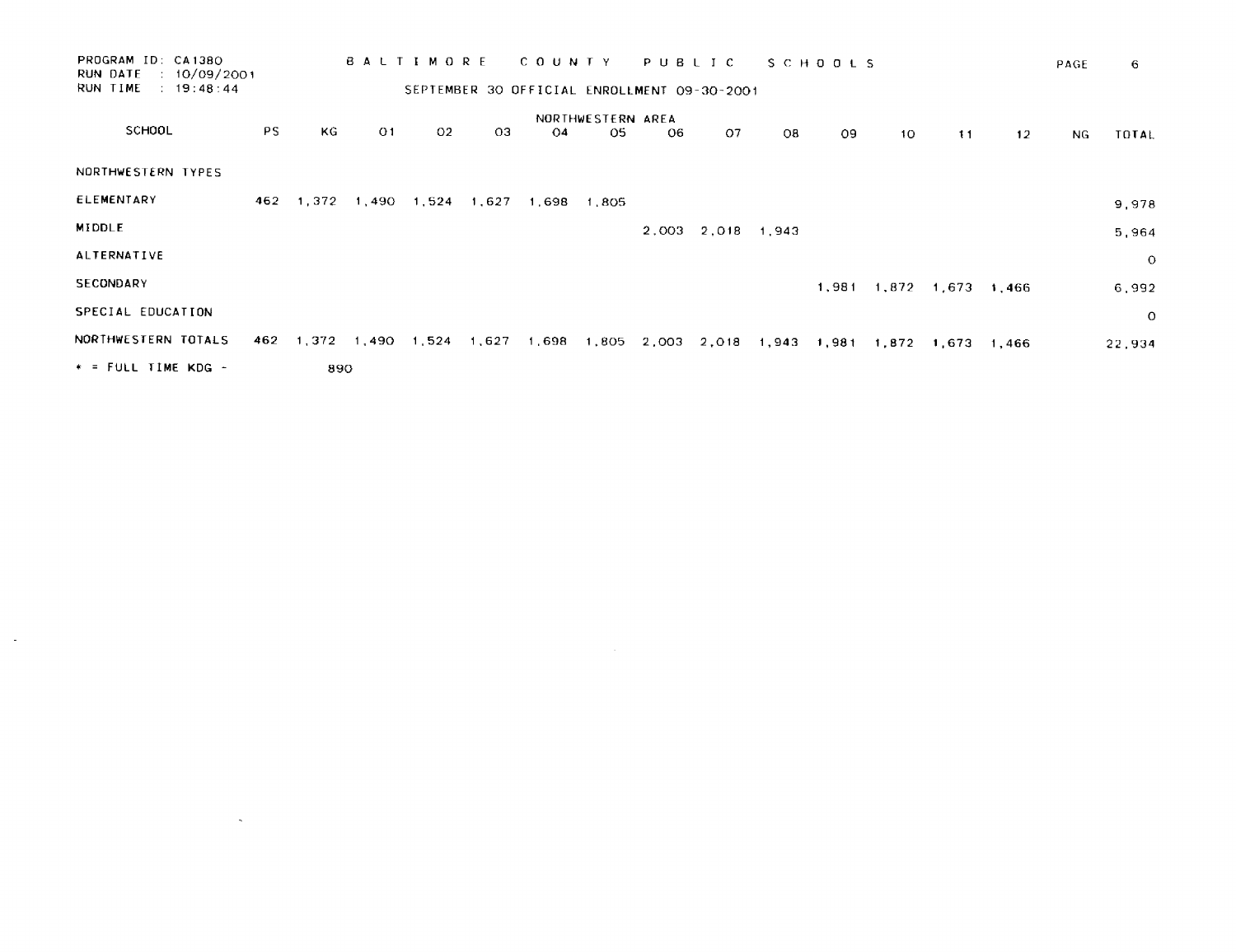PROGRAM ID: CA1380
RUN DATE : 10/09/2001
RUN TIME : 19:48:44

# BALTIMORE COUNTY PUBLIC SCHOOLS

## SEPTEMBER 30 OFFICIAL ENROLLMENT 09-30-2001

### NORTHWESTERN AREA

| SCHOOL | PS | KG | 01 | 02 | 03 | 04 | 05 | 06 | 07 | 08 | 09 | 10 | 11 | 12 | NG | TOTAL |
|---|---|---|---|---|---|---|---|---|---|---|---|---|---|---|---|---|
| NORTHWESTERN TYPES | | | | | | | | | | | | | | | | |
| ELEMENTARY | 462 | 1,372 | 1,490 | 1,524 | 1,627 | 1,698 | 1,805 | | | | | | | | | 9,978 |
| MIDDLE | | | | | | | | 2,003 | 2,018 | 1,943 | | | | | | 5,964 |
| ALTERNATIVE | | | | | | | | | | | | | | | | 0 |
| SECONDARY | | | | | | | | | | | 1,981 | 1,872 | 1,673 | 1,466 | | 6,992 |
| SPECIAL EDUCATION | | | | | | | | | | | | | | | | 0 |
| NORTHWESTERN TOTALS | 462 | 1,372 | 1,490 | 1,524 | 1,627 | 1,698 | 1,805 | 2,003 | 2,018 | 1,943 | 1,981 | 1,872 | 1,673 | 1,466 | | 22,934 |

* = FULL TIME KDG - 890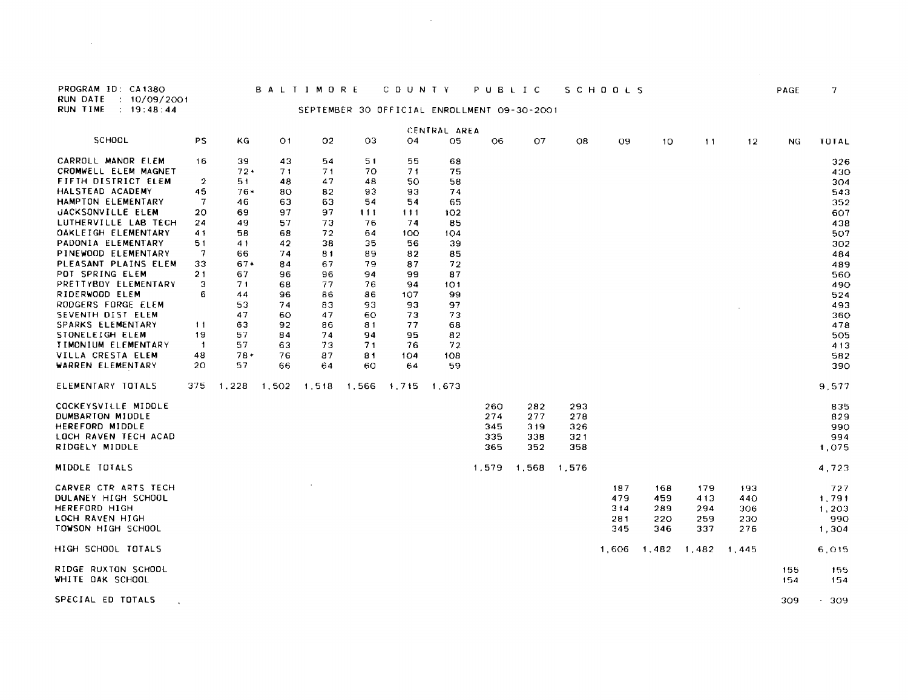PROGRAM ID: CA1380
RUN DATE : 10/09/2001
RUN TIME : 19:48:44

# BALTIMORE COUNTY PUBLIC SCHOOLS

## SEPTEMBER 30 OFFICIAL ENROLLMENT 09-30-2001

### CENTRAL AREA

| SCHOOL | PS | KG | 01 | 02 | 03 | 04 | 05 | 06 | 07 | 08 | 09 | 10 | 11 | 12 | NG | TOTAL |
|---|---|---|---|---|---|---|---|---|---|---|---|---|---|---|---|---|
| CARROLL MANOR ELEM | 16 | 39 | 43 | 54 | 51 | 55 | 68 | | | | | | | | | 326 |
| CROMWELL ELEM MAGNET | | 72* | 71 | 71 | 70 | 71 | 75 | | | | | | | | | 430 |
| FIFTH DISTRICT ELEM | 2 | 51 | 48 | 47 | 48 | 50 | 58 | | | | | | | | | 304 |
| HALSTEAD ACADEMY | 45 | 76* | 80 | 82 | 93 | 93 | 74 | | | | | | | | | 543 |
| HAMPTON ELEMENTARY | 7 | 46 | 63 | 63 | 54 | 54 | 65 | | | | | | | | | 352 |
| JACKSONVILLE ELEM | 20 | 69 | 97 | 97 | 111 | 111 | 102 | | | | | | | | | 607 |
| LUTHERVILLE LAB TECH | 24 | 49 | 57 | 73 | 76 | 74 | 85 | | | | | | | | | 438 |
| OAKLEIGH ELEMENTARY | 41 | 58 | 68 | 72 | 64 | 100 | 104 | | | | | | | | | 507 |
| PADONIA ELEMENTARY | 51 | 41 | 42 | 38 | 35 | 56 | 39 | | | | | | | | | 302 |
| PINEWOOD ELEMENTARY | 7 | 66 | 74 | 81 | 89 | 82 | 85 | | | | | | | | | 484 |
| PLEASANT PLAINS ELEM | 33 | 67* | 84 | 67 | 79 | 87 | 72 | | | | | | | | | 489 |
| POT SPRING ELEM | 21 | 67 | 96 | 96 | 94 | 99 | 87 | | | | | | | | | 560 |
| PRETTYBOY ELEMENTARY | 3 | 71 | 68 | 77 | 76 | 94 | 101 | | | | | | | | | 490 |
| RIDERWOOD ELEM | 6 | 44 | 96 | 86 | 86 | 107 | 99 | | | | | | | | | 524 |
| RODGERS FORGE ELEM | | 53 | 74 | 83 | 93 | 93 | 97 | | | | | | | | | 493 |
| SEVENTH DIST ELEM | | 47 | 60 | 47 | 60 | 73 | 73 | | | | | | | | | 360 |
| SPARKS ELEMENTARY | 11 | 63 | 92 | 86 | 81 | 77 | 68 | | | | | | | | | 478 |
| STONELEIGH ELEM | 19 | 57 | 84 | 74 | 94 | 95 | 82 | | | | | | | | | 505 |
| TIMONIUM ELEMENTARY | 1 | 57 | 63 | 73 | 71 | 76 | 72 | | | | | | | | | 413 |
| VILLA CRESTA ELEM | 48 | 78* | 76 | 87 | 81 | 104 | 108 | | | | | | | | | 582 |
| WARREN ELEMENTARY | 20 | 57 | 66 | 64 | 60 | 64 | 59 | | | | | | | | | 390 |
| ELEMENTARY TOTALS | 375 | 1,228 | 1,502 | 1,518 | 1,566 | 1,715 | 1,673 | | | | | | | | | 9,577 |
| COCKEYSVILLE MIDDLE | | | | | | | | 260 | 282 | 293 | | | | | | 835 |
| DUMBARTON MIDDLE | | | | | | | | 274 | 277 | 278 | | | | | | 829 |
| HEREFORD MIDDLE | | | | | | | | 345 | 319 | 326 | | | | | | 990 |
| LOCH RAVEN TECH ACAD | | | | | | | | 335 | 338 | 321 | | | | | | 994 |
| RIDGELY MIDDLE | | | | | | | | 365 | 352 | 358 | | | | | | 1,075 |
| MIDDLE TOTALS | | | | | | | | 1,579 | 1,568 | 1,576 | | | | | | 4,723 |
| CARVER CTR ARTS TECH | | | | | | | | | | | 187 | 168 | 179 | 193 | | 727 |
| DULANEY HIGH SCHOOL | | | | | | | | | | | 479 | 459 | 413 | 440 | | 1,791 |
| HEREFORD HIGH | | | | | | | | | | | 314 | 289 | 294 | 306 | | 1,203 |
| LOCH RAVEN HIGH | | | | | | | | | | | 281 | 220 | 259 | 230 | | 990 |
| TOWSON HIGH SCHOOL | | | | | | | | | | | 345 | 346 | 337 | 276 | | 1,304 |
| HIGH SCHOOL TOTALS | | | | | | | | | | | 1,606 | 1,482 | 1,482 | 1,445 | | 6,015 |
| RIDGE RUXTON SCHOOL | | | | | | | | | | | | | | | 155 | 155 |
| WHITE OAK SCHOOL | | | | | | | | | | | | | | | 154 | 154 |
| SPECIAL ED TOTALS | | | | | | | | | | | | | | | 309 | 309 |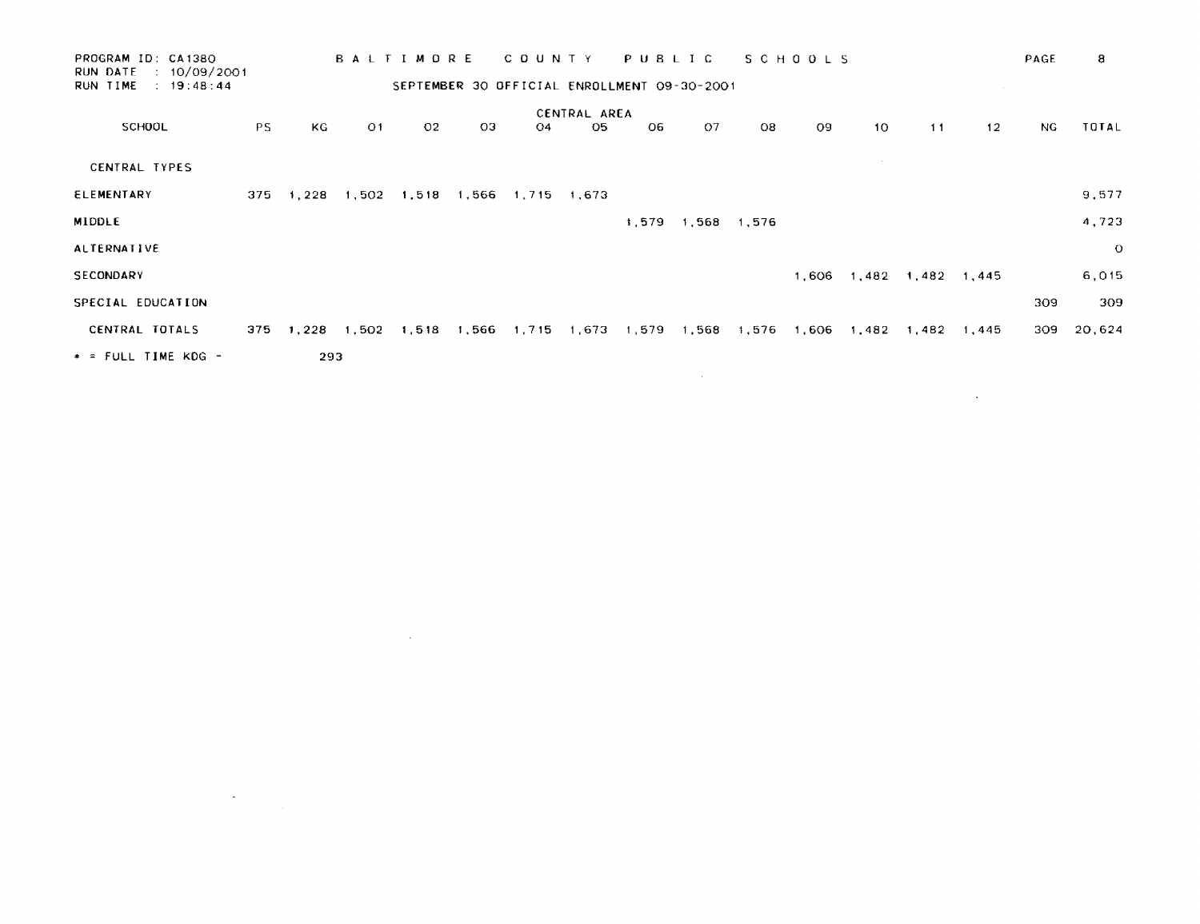PROGRAM ID: CA1380
RUN DATE : 10/09/2001
RUN TIME : 19:48:44

# BALTIMORE COUNTY PUBLIC SCHOOLS

SEPTEMBER 30 OFFICIAL ENROLLMENT 09-30-2001

CENTRAL AREA

| SCHOOL | PS | KG | 01 | 02 | 03 | 04 | 05 | 06 | 07 | 08 | 09 | 10 | 11 | 12 | NG | TOTAL |
|---|---|---|---|---|---|---|---|---|---|---|---|---|---|---|---|---|
| CENTRAL TYPES | | | | | | | | | | | | | | | | |
| ELEMENTARY | 375 | 1,228 | 1,502 | 1,518 | 1,566 | 1,715 | 1,673 | | | | | | | | | 9,577 |
| MIDDLE | | | | | | | | 1,579 | 1,568 | 1,576 | | | | | | 4,723 |
| ALTERNATIVE | | | | | | | | | | | | | | | | 0 |
| SECONDARY | | | | | | | | | | | 1,606 | 1,482 | 1,482 | 1,445 | | 6,015 |
| SPECIAL EDUCATION | | | | | | | | | | | | | | | 309 | 309 |
| CENTRAL TOTALS | 375 | 1,228 | 1,502 | 1,518 | 1,566 | 1,715 | 1,673 | 1,579 | 1,568 | 1,576 | 1,606 | 1,482 | 1,482 | 1,445 | 309 | 20,624 |

* = FULL TIME KDG - 293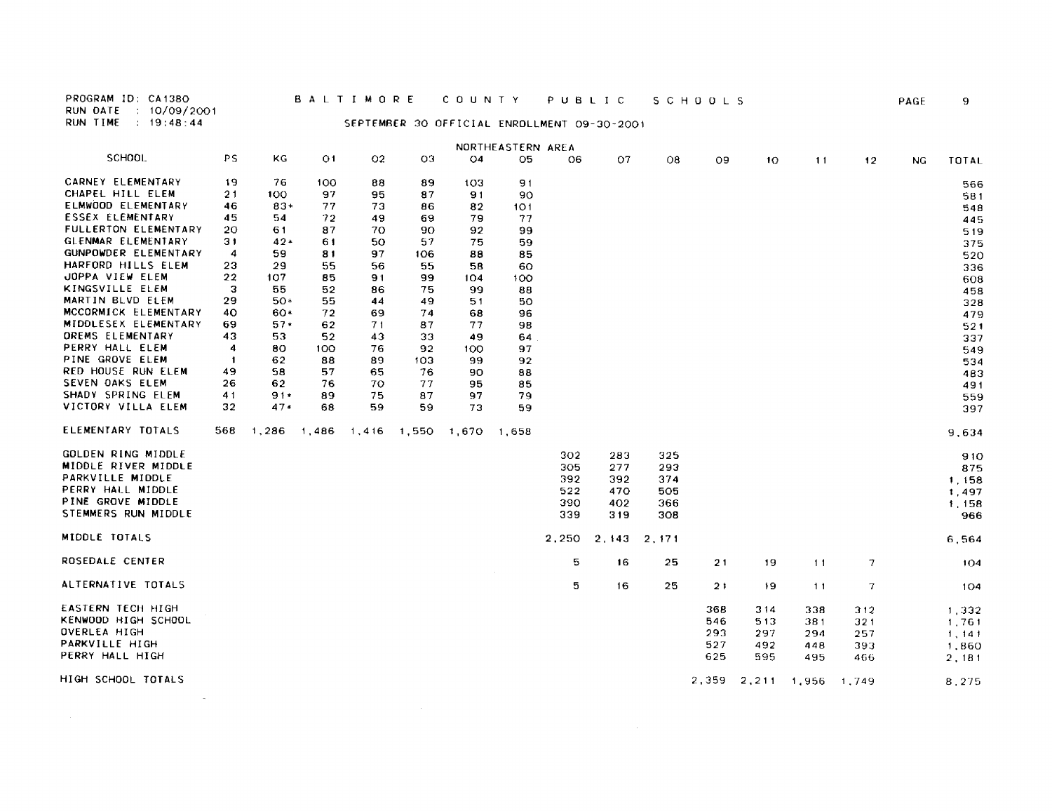PROGRAM ID: CA1380
RUN DATE : 10/09/2001
RUN TIME : 19:48:44

# BALTIMORE COUNTY PUBLIC SCHOOLS

## SEPTEMBER 30 OFFICIAL ENROLLMENT 09-30-2001

### NORTHEASTERN AREA

| SCHOOL | PS | KG | 01 | 02 | 03 | 04 | 05 | 06 | 07 | 08 | 09 | 10 | 11 | 12 | NG | TOTAL |
|---|---|---|---|---|---|---|---|---|---|---|---|---|---|---|---|---|
| CARNEY ELEMENTARY | 19 | 76 | 100 | 88 | 89 | 103 | 91 | | | | | | | | | 566 |
| CHAPEL HILL ELEM | 21 | 100 | 97 | 95 | 87 | 91 | 90 | | | | | | | | | 581 |
| ELMWOOD ELEMENTARY | 46 | 83* | 77 | 73 | 86 | 82 | 101 | | | | | | | | | 548 |
| ESSEX ELEMENTARY | 45 | 54 | 72 | 49 | 69 | 79 | 77 | | | | | | | | | 445 |
| FULLERTON ELEMENTARY | 20 | 61 | 87 | 70 | 90 | 92 | 99 | | | | | | | | | 519 |
| GLENMAR ELEMENTARY | 31 | 42* | 61 | 50 | 57 | 75 | 59 | | | | | | | | | 375 |
| GUNPOWDER ELEMENTARY | 4 | 59 | 81 | 97 | 106 | 88 | 85 | | | | | | | | | 520 |
| HARFORD HILLS ELEM | 23 | 29 | 55 | 56 | 55 | 58 | 60 | | | | | | | | | 336 |
| JOPPA VIEW ELEM | 22 | 107 | 85 | 91 | 99 | 104 | 100 | | | | | | | | | 608 |
| KINGSVILLE ELEM | 3 | 55 | 52 | 86 | 75 | 99 | 88 | | | | | | | | | 458 |
| MARTIN BLVD ELEM | 29 | 50* | 55 | 44 | 49 | 51 | 50 | | | | | | | | | 328 |
| MCCORMICK ELEMENTARY | 40 | 60* | 72 | 69 | 74 | 68 | 96 | | | | | | | | | 479 |
| MIDDLESEX ELEMENTARY | 69 | 57* | 62 | 71 | 87 | 77 | 98 | | | | | | | | | 521 |
| OREMS ELEMENTARY | 43 | 53 | 52 | 43 | 33 | 49 | 64 | | | | | | | | | 337 |
| PERRY HALL ELEM | 4 | 80 | 100 | 76 | 92 | 100 | 97 | | | | | | | | | 549 |
| PINE GROVE ELEM | 1 | 62 | 88 | 89 | 103 | 99 | 92 | | | | | | | | | 534 |
| RED HOUSE RUN ELEM | 49 | 58 | 57 | 65 | 76 | 90 | 88 | | | | | | | | | 483 |
| SEVEN OAKS ELEM | 26 | 62 | 76 | 70 | 77 | 95 | 85 | | | | | | | | | 491 |
| SHADY SPRING ELEM | 41 | 91* | 89 | 75 | 87 | 97 | 79 | | | | | | | | | 559 |
| VICTORY VILLA ELEM | 32 | 47* | 68 | 59 | 59 | 73 | 59 | | | | | | | | | 397 |
| ELEMENTARY TOTALS | 568 | 1,286 | 1,486 | 1,416 | 1,550 | 1,670 | 1,658 | | | | | | | | | 9,634 |
| GOLDEN RING MIDDLE | | | | | | | | 302 | 283 | 325 | | | | | | 910 |
| MIDDLE RIVER MIDDLE | | | | | | | | 305 | 277 | 293 | | | | | | 875 |
| PARKVILLE MIDDLE | | | | | | | | 392 | 392 | 374 | | | | | | 1,158 |
| PERRY HALL MIDDLE | | | | | | | | 522 | 470 | 505 | | | | | | 1,497 |
| PINE GROVE MIDDLE | | | | | | | | 390 | 402 | 366 | | | | | | 1,158 |
| STEMMERS RUN MIDDLE | | | | | | | | 339 | 319 | 308 | | | | | | 966 |
| MIDDLE TOTALS | | | | | | | | 2,250 | 2,143 | 2,171 | | | | | | 6,564 |
| ROSEDALE CENTER | | | | | | | | 5 | 16 | 25 | 21 | 19 | 11 | 7 | | 104 |
| ALTERNATIVE TOTALS | | | | | | | | 5 | 16 | 25 | 21 | 19 | 11 | 7 | | 104 |
| EASTERN TECH HIGH | | | | | | | | | | | 368 | 314 | 338 | 312 | | 1,332 |
| KENWOOD HIGH SCHOOL | | | | | | | | | | | 546 | 513 | 381 | 321 | | 1,761 |
| OVERLEA HIGH | | | | | | | | | | | 293 | 297 | 294 | 257 | | 1,141 |
| PARKVILLE HIGH | | | | | | | | | | | 527 | 492 | 448 | 393 | | 1,860 |
| PERRY HALL HIGH | | | | | | | | | | | 625 | 595 | 495 | 466 | | 2,181 |
| HIGH SCHOOL TOTALS | | | | | | | | | | | 2,359 | 2,211 | 1,956 | 1,749 | | 8,275 |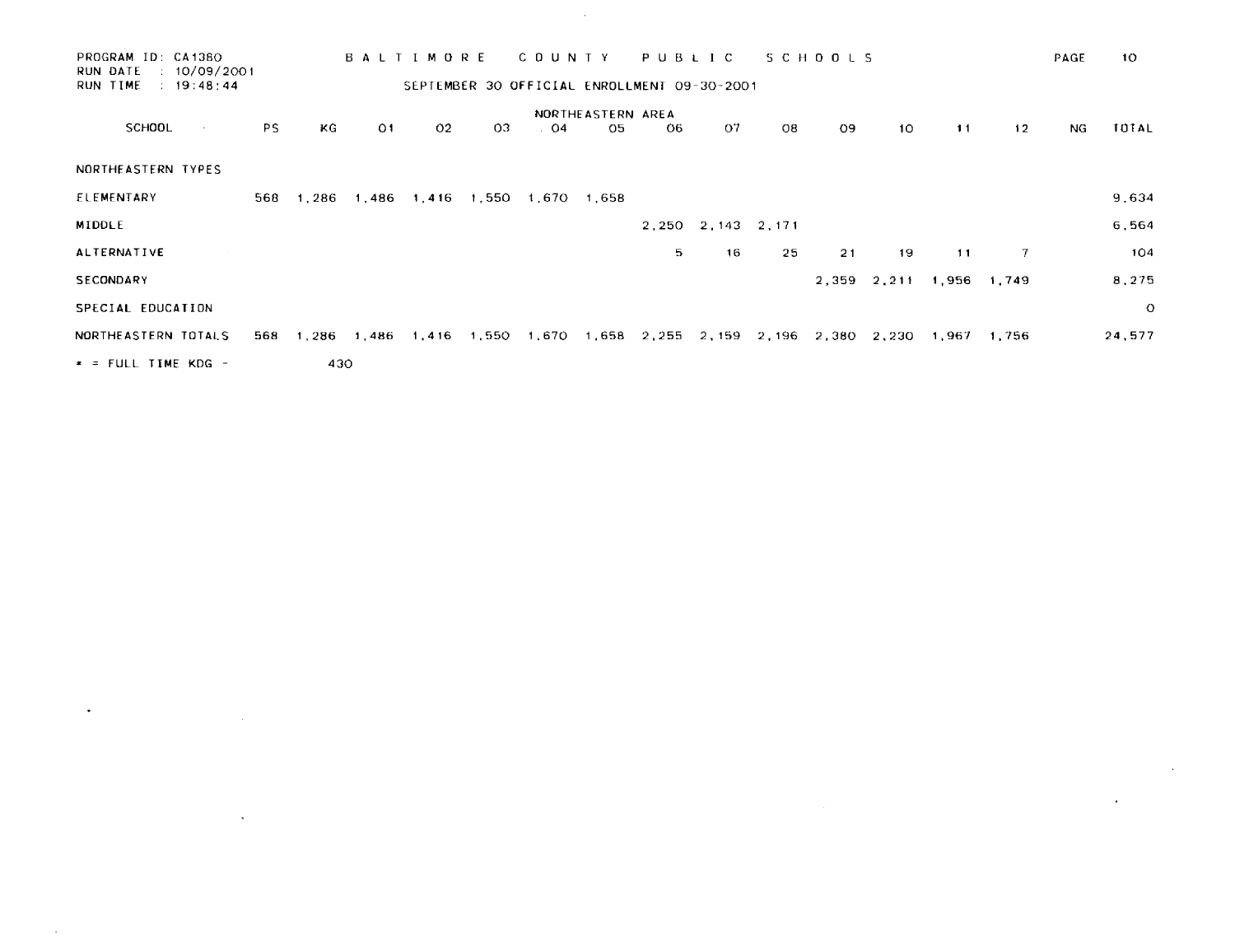PROGRAM ID: CA1380
RUN DATE : 10/09/2001
RUN TIME : 19:48:44

# BALTIMORE COUNTY PUBLIC SCHOOLS

## SEPTEMBER 30 OFFICIAL ENROLLMENT 09-30-2001

### NORTHEASTERN AREA

| SCHOOL | PS | KG | 01 | 02 | 03 | 04 | 05 | 06 | 07 | 08 | 09 | 10 | 11 | 12 | NG | TOTAL |
|---|---|---|---|---|---|---|---|---|---|---|---|---|---|---|---|---|
| NORTHEASTERN TYPES | | | | | | | | | | | | | | | | |
| ELEMENTARY | 568 | 1,286 | 1,486 | 1,416 | 1,550 | 1,670 | 1,658 | | | | | | | | | 9,634 |
| MIDDLE | | | | | | | | 2,250 | 2,143 | 2,171 | | | | | | 6,564 |
| ALTERNATIVE | | | | | | | | 5 | 16 | 25 | 21 | 19 | 11 | 7 | | 104 |
| SECONDARY | | | | | | | | | | | 2,359 | 2,211 | 1,956 | 1,749 | | 8,275 |
| SPECIAL EDUCATION | | | | | | | | | | | | | | | | 0 |
| NORTHEASTERN TOTALS | 568 | 1,286 | 1,486 | 1,416 | 1,550 | 1,670 | 1,658 | 2,255 | 2,159 | 2,196 | 2,380 | 2,230 | 1,967 | 1,756 | | 24,577 |
| * = FULL TIME KDG - | | 430 | | | | | | | | | | | | | | |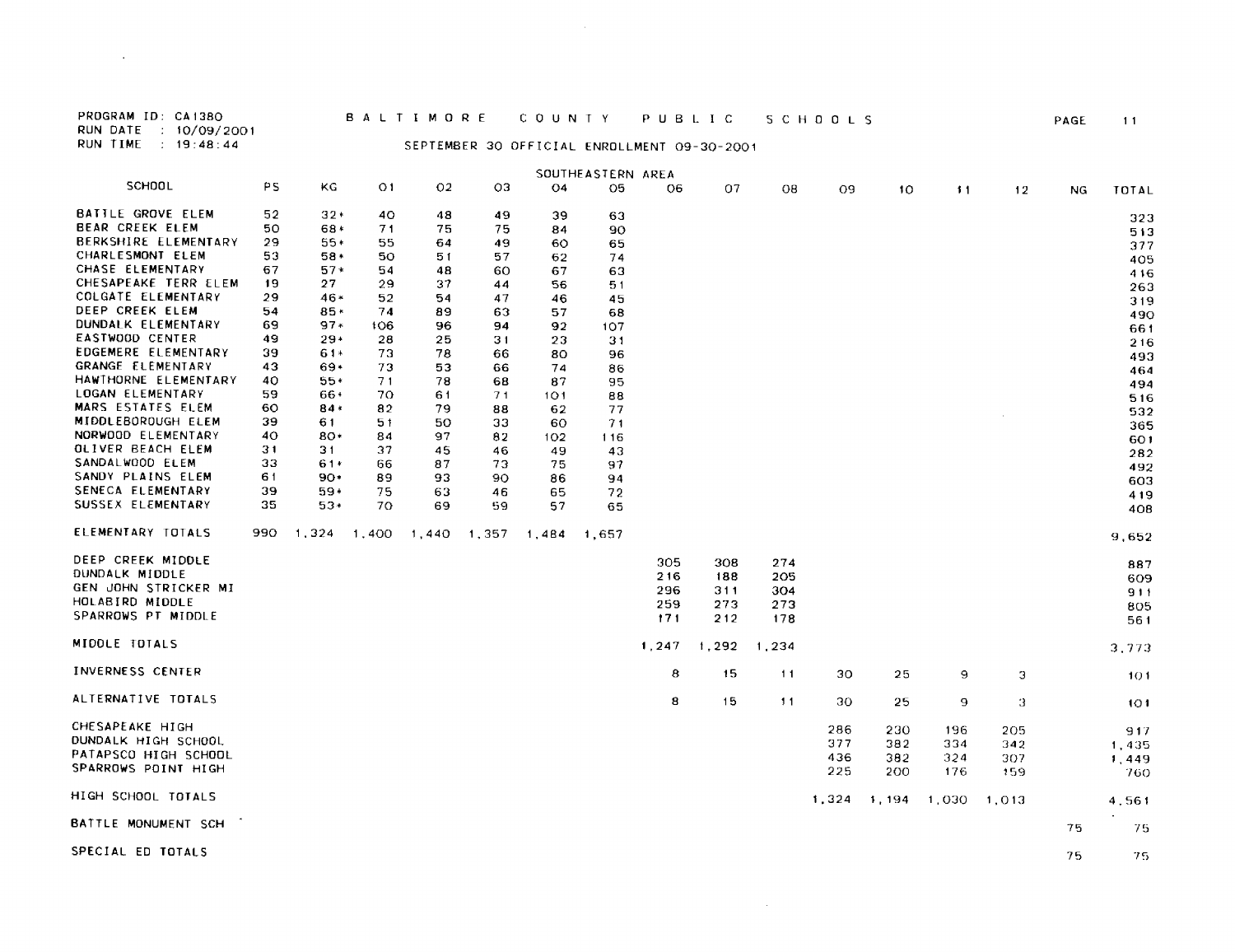BALTIMORE COUNTY PUBLIC SCHOOLS

PROGRAM ID: CA1380
RUN DATE : 10/09/2001
RUN TIME : 19:48:44

SEPTEMBER 30 OFFICIAL ENROLLMENT 09-30-2001

SOUTHEASTERN AREA

| SCHOOL | PS | KG | 01 | 02 | 03 | 04 | 05 | 06 | 07 | 08 | 09 | 10 | 11 | 12 | NG | TOTAL |
|---|---|---|---|---|---|---|---|---|---|---|---|---|---|---|---|---|
| BATTLE GROVE ELEM | 52 | 32* | 40 | 48 | 49 | 39 | 63 | | | | | | | | | 323 |
| BEAR CREEK ELEM | 50 | 68* | 71 | 75 | 75 | 84 | 90 | | | | | | | | | 513 |
| BERKSHIRE ELEMENTARY | 29 | 55* | 55 | 64 | 49 | 60 | 65 | | | | | | | | | 377 |
| CHARLESMONT ELEM | 53 | 58* | 50 | 51 | 57 | 62 | 74 | | | | | | | | | 405 |
| CHASE ELEMENTARY | 67 | 57* | 54 | 48 | 60 | 67 | 63 | | | | | | | | | 416 |
| CHESAPEAKE TERR ELEM | 19 | 27 | 29 | 37 | 44 | 56 | 51 | | | | | | | | | 263 |
| COLGATE ELEMENTARY | 29 | 46* | 52 | 54 | 47 | 46 | 45 | | | | | | | | | 319 |
| DEEP CREEK ELEM | 54 | 85* | 74 | 89 | 63 | 57 | 68 | | | | | | | | | 490 |
| DUNDALK ELEMENTARY | 69 | 97* | 106 | 96 | 94 | 92 | 107 | | | | | | | | | 661 |
| EASTWOOD CENTER | 49 | 29* | 28 | 25 | 31 | 23 | 31 | | | | | | | | | 216 |
| EDGEMERE ELEMENTARY | 39 | 61* | 73 | 78 | 66 | 80 | 96 | | | | | | | | | 493 |
| GRANGE ELEMENTARY | 43 | 69* | 73 | 53 | 66 | 74 | 86 | | | | | | | | | 464 |
| HAWTHORNE ELEMENTARY | 40 | 55* | 71 | 78 | 68 | 87 | 95 | | | | | | | | | 494 |
| LOGAN ELEMENTARY | 59 | 66* | 70 | 61 | 71 | 101 | 88 | | | | | | | | | 516 |
| MARS ESTATES ELEM | 60 | 84* | 82 | 79 | 88 | 62 | 77 | | | | | | | | | 532 |
| MIDDLEBOROUGH ELEM | 39 | 61 | 51 | 50 | 33 | 60 | 71 | | | | | | | | | 365 |
| NORWOOD ELEMENTARY | 40 | 80* | 84 | 97 | 82 | 102 | 116 | | | | | | | | | 601 |
| OLIVER BEACH ELEM | 31 | 31 | 37 | 45 | 46 | 49 | 43 | | | | | | | | | 282 |
| SANDALWOOD ELEM | 33 | 61* | 66 | 87 | 73 | 75 | 97 | | | | | | | | | 492 |
| SANDY PLAINS ELEM | 61 | 90* | 89 | 93 | 90 | 86 | 94 | | | | | | | | | 603 |
| SENECA ELEMENTARY | 39 | 59* | 75 | 63 | 46 | 65 | 72 | | | | | | | | | 419 |
| SUSSEX ELEMENTARY | 35 | 53* | 70 | 69 | 59 | 57 | 65 | | | | | | | | | 408 |
| ELEMENTARY TOTALS | 990 | 1,324 | 1,400 | 1,440 | 1,357 | 1,484 | 1,657 | | | | | | | | | 9,652 |
| DEEP CREEK MIDDLE | | | | | | | | 305 | 308 | 274 | | | | | | 887 |
| DUNDALK MIDDLE | | | | | | | | 216 | 188 | 205 | | | | | | 609 |
| GEN JOHN STRICKER MI | | | | | | | | 296 | 311 | 304 | | | | | | 911 |
| HOLABIRD MIDDLE | | | | | | | | 259 | 273 | 273 | | | | | | 805 |
| SPARROWS PT MIDDLE | | | | | | | | 171 | 212 | 178 | | | | | | 561 |
| MIDDLE TOTALS | | | | | | | | 1,247 | 1,292 | 1,234 | | | | | | 3,773 |
| INVERNESS CENTER | | | | | | | | 8 | 15 | 11 | 30 | 25 | 9 | 3 | | 101 |
| ALTERNATIVE TOTALS | | | | | | | | 8 | 15 | 11 | 30 | 25 | 9 | 3 | | 101 |
| CHESAPEAKE HIGH | | | | | | | | | | | 286 | 230 | 196 | 205 | | 917 |
| DUNDALK HIGH SCHOOL | | | | | | | | | | | 377 | 382 | 334 | 342 | | 1,435 |
| PATAPSCO HIGH SCHOOL | | | | | | | | | | | 436 | 382 | 324 | 307 | | 1,449 |
| SPARROWS POINT HIGH | | | | | | | | | | | 225 | 200 | 176 | 159 | | 760 |
| HIGH SCHOOL TOTALS | | | | | | | | | | | 1,324 | 1,194 | 1,030 | 1,013 | | 4,561 |
| BATTLE MONUMENT SCH | | | | | | | | | | | | | | | 75 | 75 |
| SPECIAL ED TOTALS | | | | | | | | | | | | | | | 75 | 75 |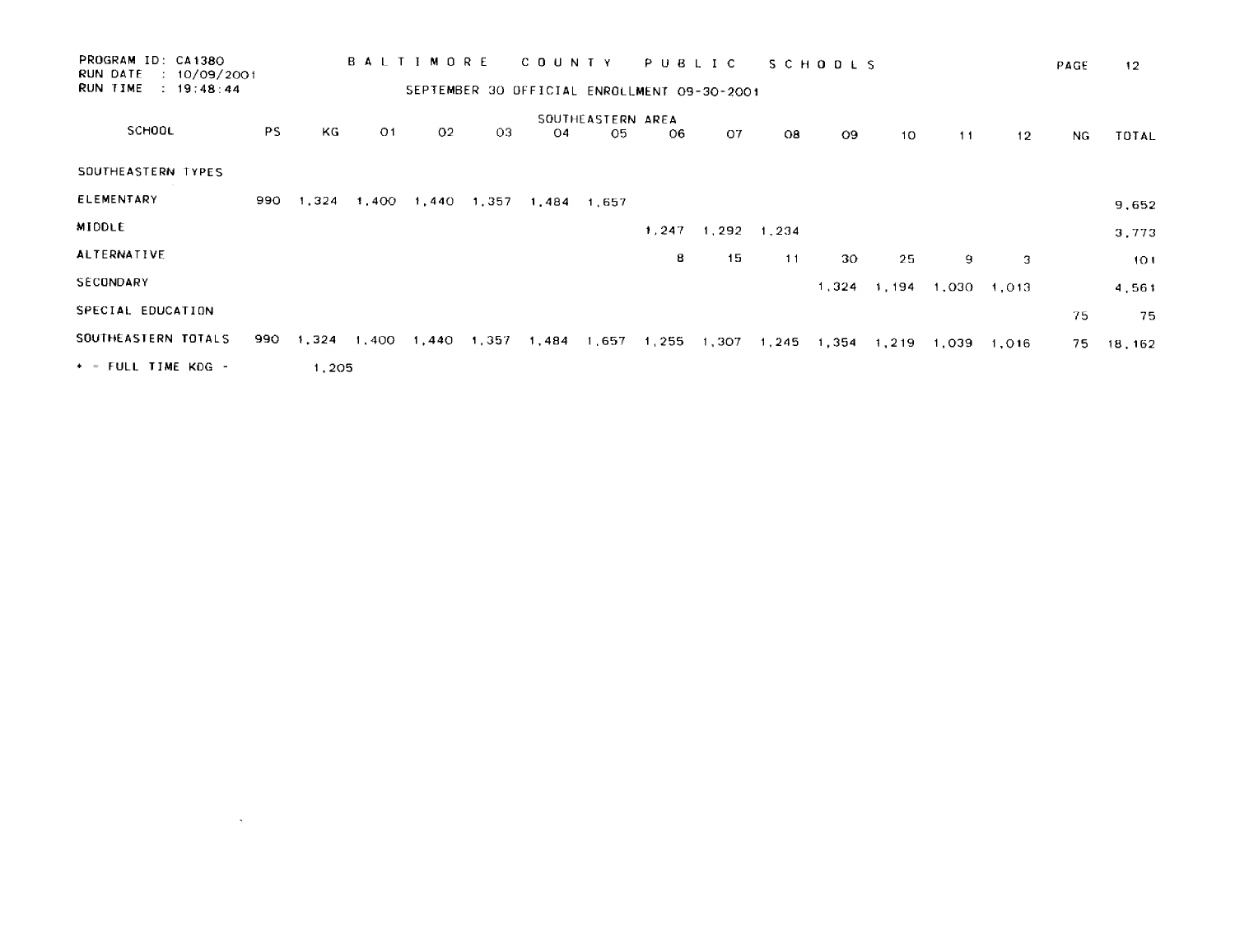# BALTIMORE COUNTY PUBLIC SCHOOLS

SEPTEMBER 30 OFFICIAL ENROLLMENT 09-30-2001

## SOUTHEASTERN AREA

| SCHOOL | PS | KG | 01 | 02 | 03 | 04 | 05 | 06 | 07 | 08 | 09 | 10 | 11 | 12 | NG | TOTAL |
|---|---|---|---|---|---|---|---|---|---|---|---|---|---|---|---|---|
| SOUTHEASTERN TYPES | | | | | | | | | | | | | | | | |
| ELEMENTARY | 990 | 1,324 | 1,400 | 1,440 | 1,357 | 1,484 | 1,657 | | | | | | | | | 9,652 |
| MIDDLE | | | | | | | | 1,247 | 1,292 | 1,234 | | | | | | 3,773 |
| ALTERNATIVE | | | | | | | | 8 | 15 | 11 | 30 | 25 | 9 | 3 | | 101 |
| SECONDARY | | | | | | | | | | | 1,324 | 1,194 | 1,030 | 1,013 | | 4,561 |
| SPECIAL EDUCATION | | | | | | | | | | | | | | | 75 | 75 |
| SOUTHEASTERN TOTALS | 990 | 1,324 | 1,400 | 1,440 | 1,357 | 1,484 | 1,657 | 1,255 | 1,307 | 1,245 | 1,354 | 1,219 | 1,039 | 1,016 | 75 | 18,162 |

* = FULL TIME KDG - 1,205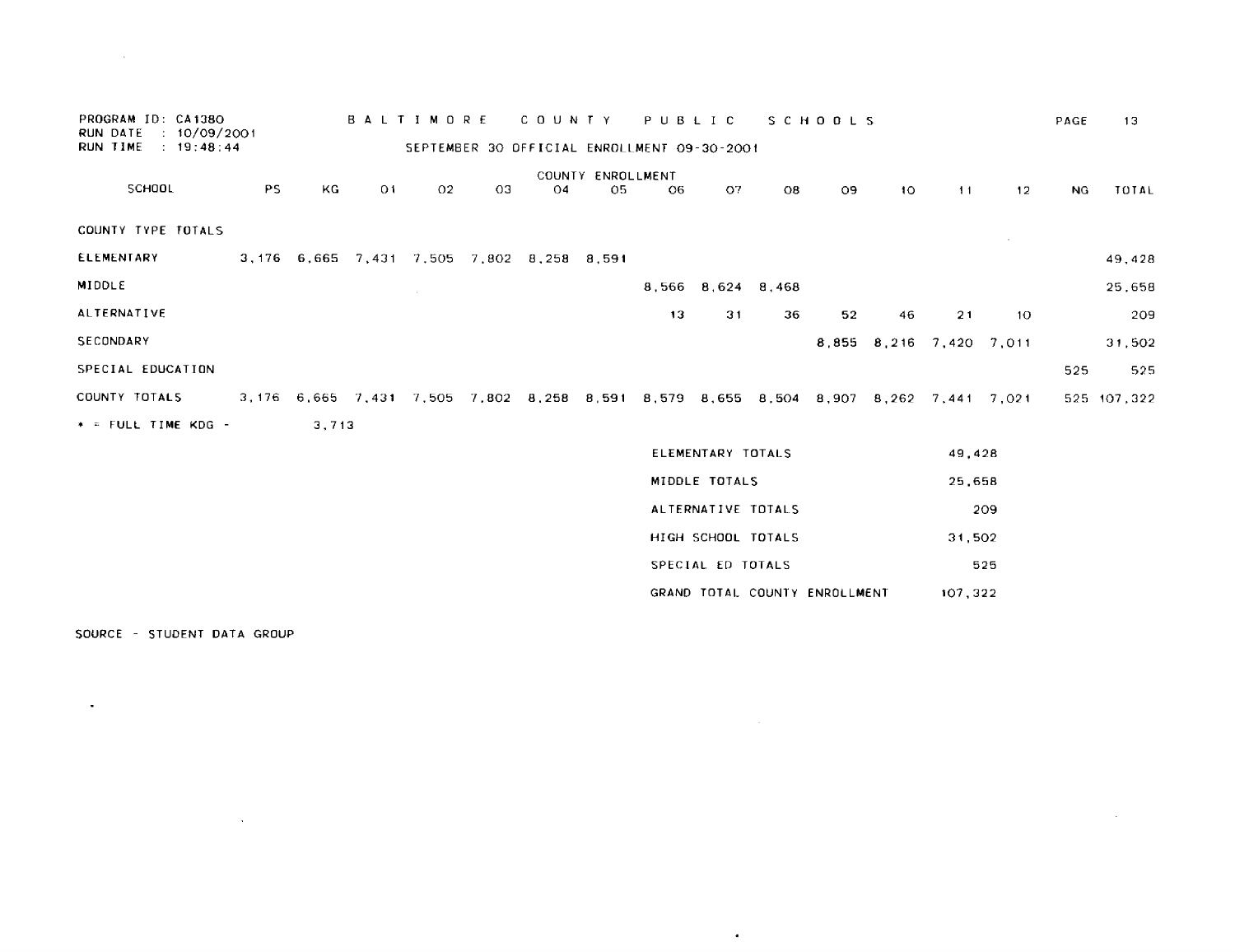PROGRAM ID: CA1380
RUN DATE : 10/09/2001
RUN TIME : 19:48:44

# BALTIMORE COUNTY PUBLIC SCHOOLS

## SEPTEMBER 30 OFFICIAL ENROLLMENT 09-30-2001

### COUNTY ENROLLMENT

| SCHOOL | PS | KG | 01 | 02 | 03 | 04 | 05 | 06 | 07 | 08 | 09 | 10 | 11 | 12 | NG | TOTAL |
|---|---|---|---|---|---|---|---|---|---|---|---|---|---|---|---|---|
| COUNTY TYPE TOTALS | | | | | | | | | | | | | | | | |
| ELEMENTARY | 3,176 | 6,665 | 7,431 | 7,505 | 7,802 | 8,258 | 8,591 | | | | | | | | | 49,428 |
| MIDDLE | | | | | | | | 8,566 | 8,624 | 8,468 | | | | | | 25,658 |
| ALTERNATIVE | | | | | | | | 13 | 31 | 36 | 52 | 46 | 21 | 10 | | 209 |
| SECONDARY | | | | | | | | | | | 8,855 | 8,216 | 7,420 | 7,011 | | 31,502 |
| SPECIAL EDUCATION | | | | | | | | | | | | | | | 525 | 525 |
| COUNTY TOTALS | 3,176 | 6,665 | 7,431 | 7,505 | 7,802 | 8,258 | 8,591 | 8,579 | 8,655 | 8,504 | 8,907 | 8,262 | 7,441 | 7,021 | 525 | 107,322 |

* = FULL TIME KDG - 3,713

| | |
|---|---|
| ELEMENTARY TOTALS | 49,428 |
| MIDDLE TOTALS | 25,658 |
| ALTERNATIVE TOTALS | 209 |
| HIGH SCHOOL TOTALS | 31,502 |
| SPECIAL ED TOTALS | 525 |
| GRAND TOTAL COUNTY ENROLLMENT | 107,322 |

SOURCE - STUDENT DATA GROUP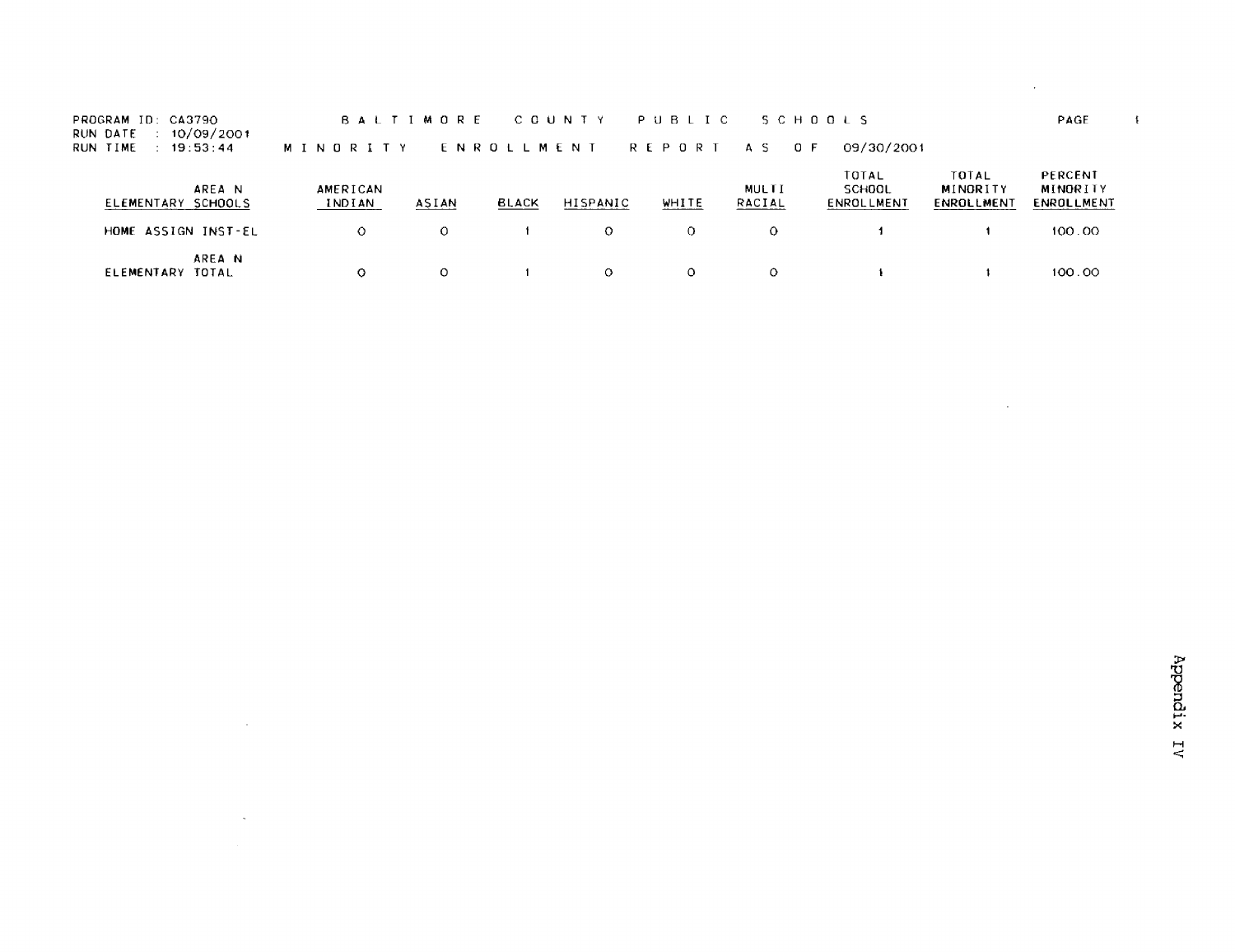PROGRAM ID: CA3790
RUN DATE : 10/09/2001
RUN TIME : 19:53:44

BALTIMORE COUNTY PUBLIC SCHOOLS

MINORITY ENROLLMENT REPORT AS OF 09/30/2001

| AREA N ELEMENTARY SCHOOLS | AMERICAN INDIAN | ASIAN | BLACK | HISPANIC | WHITE | MULTI RACIAL | TOTAL SCHOOL ENROLLMENT | TOTAL MINORITY ENROLLMENT | PERCENT MINORITY ENROLLMENT |
|---|---|---|---|---|---|---|---|---|---|
| HOME ASSIGN INST-EL | 0 | 0 | 1 | 0 | 0 | 0 | 1 | 1 | 100.00 |
| AREA N ELEMENTARY TOTAL | 0 | 0 | 1 | 0 | 0 | 0 | 1 | 1 | 100.00 |

Appendix IV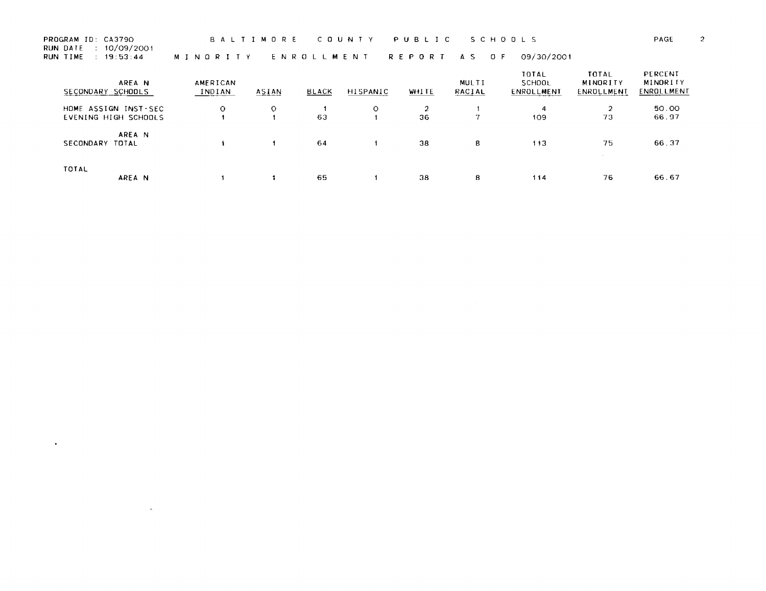PROGRAM ID: CA3790
RUN DATE : 10/09/2001
RUN TIME : 19:53:44

# BALTIMORE COUNTY PUBLIC SCHOOLS

## MINORITY ENROLLMENT REPORT AS OF 09/30/2001

| AREA N SECONDARY SCHOOLS | AMERICAN INDIAN | ASIAN | BLACK | HISPANIC | WHITE | MULTI RACIAL | TOTAL SCHOOL ENROLLMENT | TOTAL MINORITY ENROLLMENT | PERCENT MINORITY ENROLLMENT |
|---|---|---|---|---|---|---|---|---|---|
| HOME ASSIGN INST-SEC | 0 | 0 | 1 | 0 | 2 | 1 | 4 | 2 | 50.00 |
| EVENING HIGH SCHOOLS | 1 | 1 | 63 | 1 | 36 | 7 | 109 | 73 | 66.97 |
| AREA N SECONDARY TOTAL | 1 | 1 | 64 | 1 | 38 | 8 | 113 | 75 | 66.37 |
| TOTAL AREA N | 1 | 1 | 65 | 1 | 38 | 8 | 114 | 76 | 66.67 |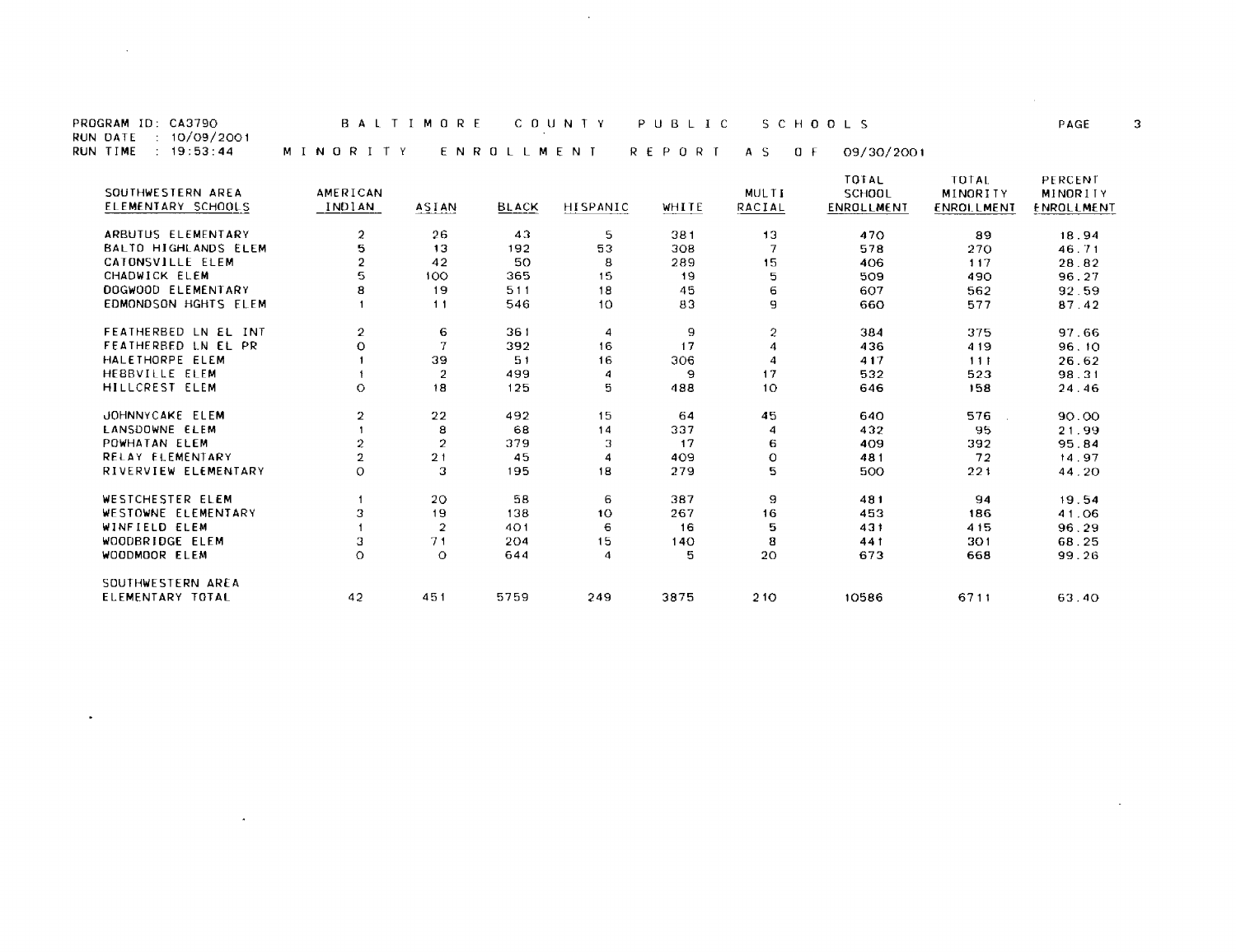PROGRAM ID: CA3790 BALTIMORE COUNTY PUBLIC SCHOOLS

RUN DATE : 10/09/2001

RUN TIME : 19:53:44 MINORITY ENROLLMENT REPORT AS OF 09/30/2001

| SOUTHWESTERN AREA ELEMENTARY SCHOOLS | AMERICAN INDIAN | ASIAN | BLACK | HISPANIC | WHITE | MULTI RACIAL | TOTAL SCHOOL ENROLLMENT | TOTAL MINORITY ENROLLMENT | PERCENT MINORITY ENROLLMENT |
|---|---|---|---|---|---|---|---|---|---|
| ARBUTUS ELEMENTARY | 2 | 26 | 43 | 5 | 381 | 13 | 470 | 89 | 18.94 |
| BALTO HIGHLANDS ELEM | 5 | 13 | 192 | 53 | 308 | 7 | 578 | 270 | 46.71 |
| CATONSVILLE ELEM | 2 | 42 | 50 | 8 | 289 | 15 | 406 | 117 | 28.82 |
| CHADWICK ELEM | 5 | 100 | 365 | 15 | 19 | 5 | 509 | 490 | 96.27 |
| DOGWOOD ELEMENTARY | 8 | 19 | 511 | 18 | 45 | 6 | 607 | 562 | 92.59 |
| EDMONDSON HGHTS ELEM | 1 | 11 | 546 | 10 | 83 | 9 | 660 | 577 | 87.42 |
| FEATHERBED LN EL INT | 2 | 6 | 361 | 4 | 9 | 2 | 384 | 375 | 97.66 |
| FEATHERBED LN EL PR | 0 | 7 | 392 | 16 | 17 | 4 | 436 | 419 | 96.10 |
| HALETHORPE ELEM | 1 | 39 | 51 | 16 | 306 | 4 | 417 | 111 | 26.62 |
| HEBBVILLE ELEM | 1 | 2 | 499 | 4 | 9 | 17 | 532 | 523 | 98.31 |
| HILLCREST ELEM | 0 | 18 | 125 | 5 | 488 | 10 | 646 | 158 | 24.46 |
| JOHNNYCAKE ELEM | 2 | 22 | 492 | 15 | 64 | 45 | 640 | 576 | 90.00 |
| LANSDOWNE ELEM | 1 | 8 | 68 | 14 | 337 | 4 | 432 | 95 | 21.99 |
| POWHATAN ELEM | 2 | 2 | 379 | 3 | 17 | 6 | 409 | 392 | 95.84 |
| RELAY ELEMENTARY | 2 | 21 | 45 | 4 | 409 | 0 | 481 | 72 | 14.97 |
| RIVERVIEW ELEMENTARY | 0 | 3 | 195 | 18 | 279 | 5 | 500 | 221 | 44.20 |
| WESTCHESTER ELEM | 1 | 20 | 58 | 6 | 387 | 9 | 481 | 94 | 19.54 |
| WESTOWNE ELEMENTARY | 3 | 19 | 138 | 10 | 267 | 16 | 453 | 186 | 41.06 |
| WINFIELD ELEM | 1 | 2 | 401 | 6 | 16 | 5 | 431 | 415 | 96.29 |
| WOODBRIDGE ELEM | 3 | 71 | 204 | 15 | 140 | 8 | 441 | 301 | 68.25 |
| WOODMOOR ELEM | 0 | 0 | 644 | 4 | 5 | 20 | 673 | 668 | 99.26 |
| SOUTHWESTERN AREA ELEMENTARY TOTAL | 42 | 451 | 5759 | 249 | 3875 | 210 | 10586 | 6711 | 63.40 |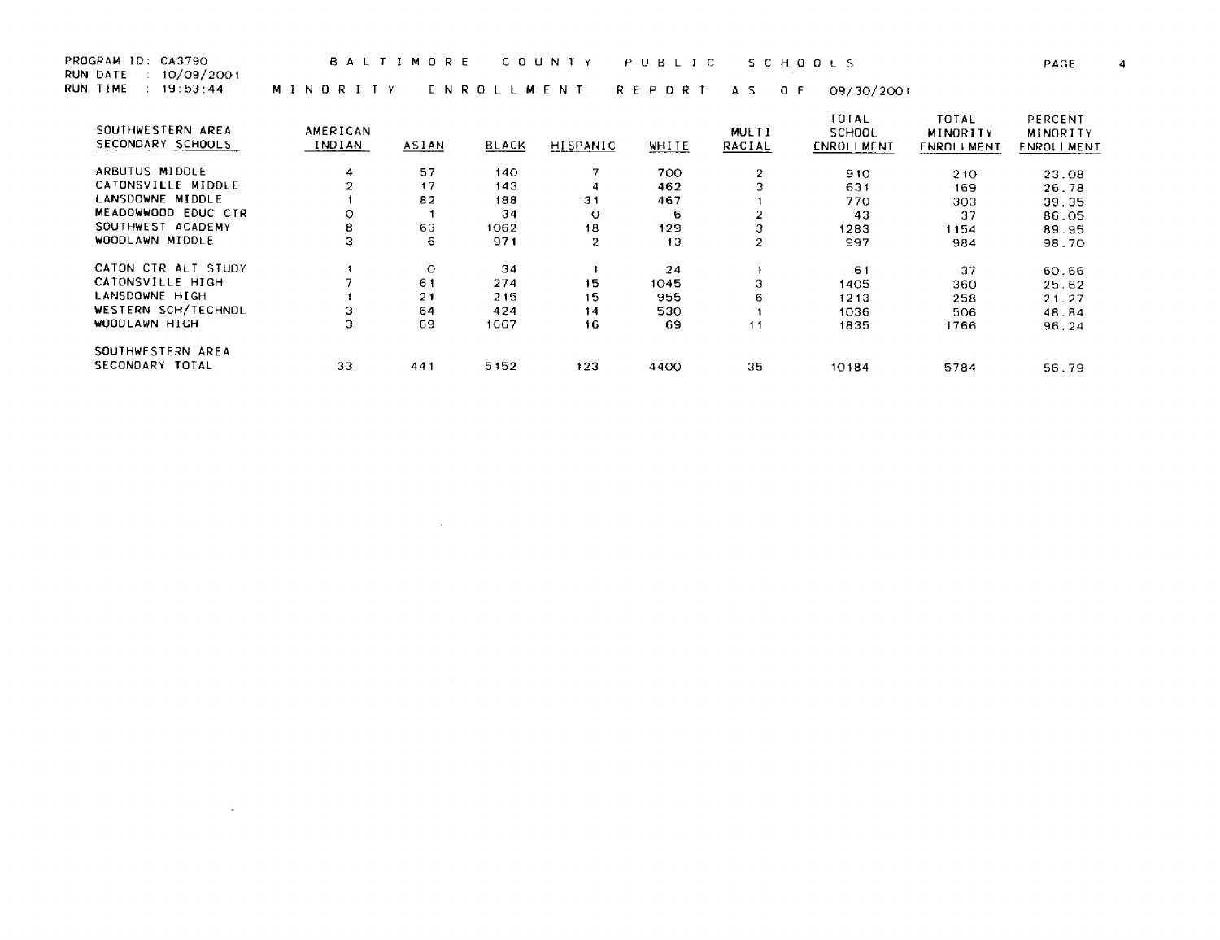# BALTIMORE COUNTY PUBLIC SCHOOLS

PROGRAM ID: CA3790
RUN DATE : 10/09/2001
RUN TIME : 19:53:44

## MINORITY ENROLLMENT REPORT AS OF 09/30/2001

| SOUTHWESTERN AREA SECONDARY SCHOOLS | AMERICAN INDIAN | ASIAN | BLACK | HISPANIC | WHITE | MULTI RACIAL | TOTAL SCHOOL ENROLLMENT | TOTAL MINORITY ENROLLMENT | PERCENT MINORITY ENROLLMENT |
|---|---|---|---|---|---|---|---|---|---|
| ARBUTUS MIDDLE | 4 | 57 | 140 | 7 | 700 | 2 | 910 | 210 | 23.08 |
| CATONSVILLE MIDDLE | 2 | 17 | 143 | 4 | 462 | 3 | 631 | 169 | 26.78 |
| LANSDOWNE MIDDLE | 1 | 82 | 188 | 31 | 467 | 1 | 770 | 303 | 39.35 |
| MEADOWWOOD EDUC CTR | 0 | 1 | 34 | 0 | 6 | 2 | 43 | 37 | 86.05 |
| SOUTHWEST ACADEMY | 8 | 63 | 1062 | 18 | 129 | 3 | 1283 | 1154 | 89.95 |
| WOODLAWN MIDDLE | 3 | 6 | 971 | 2 | 13 | 2 | 997 | 984 | 98.70 |
| CATON CTR ALT STUDY | 1 | 0 | 34 | 1 | 24 | 1 | 61 | 37 | 60.66 |
| CATONSVILLE HIGH | 7 | 61 | 274 | 15 | 1045 | 3 | 1405 | 360 | 25.62 |
| LANSDOWNE HIGH | 1 | 21 | 215 | 15 | 955 | 6 | 1213 | 258 | 21.27 |
| WESTERN SCH/TECHNOL | 3 | 64 | 424 | 14 | 530 | 1 | 1036 | 506 | 48.84 |
| WOODLAWN HIGH | 3 | 69 | 1667 | 16 | 69 | 11 | 1835 | 1766 | 96.24 |
| SOUTHWESTERN AREA SECONDARY TOTAL | 33 | 441 | 5152 | 123 | 4400 | 35 | 10184 | 5784 | 56.79 |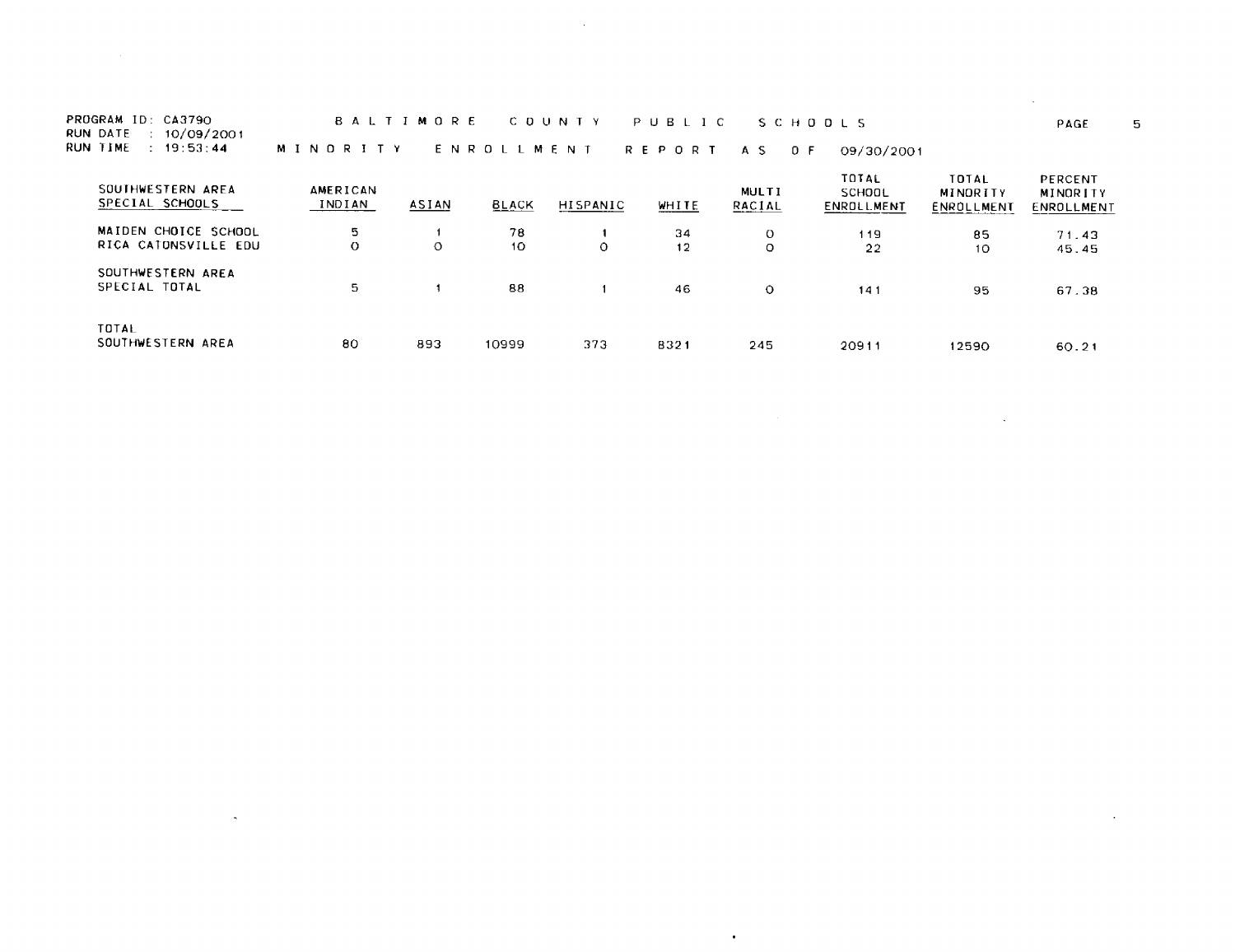PROGRAM ID: CA3790
RUN DATE : 10/09/2001
RUN TIME : 19:53:44

# BALTIMORE COUNTY PUBLIC SCHOOLS

## MINORITY ENROLLMENT REPORT AS OF 09/30/2001

| SOUTHWESTERN AREA SPECIAL SCHOOLS | AMERICAN INDIAN | ASIAN | BLACK | HISPANIC | WHITE | MULTI RACIAL | TOTAL SCHOOL ENROLLMENT | TOTAL MINORITY ENROLLMENT | PERCENT MINORITY ENROLLMENT |
|---|---|---|---|---|---|---|---|---|---|
| MAIDEN CHOICE SCHOOL | 5 | 1 | 78 | 1 | 34 | 0 | 119 | 85 | 71.43 |
| RICA CATONSVILLE EDU | 0 | 0 | 10 | 0 | 12 | 0 | 22 | 10 | 45.45 |
| SOUTHWESTERN AREA SPECIAL TOTAL | 5 | 1 | 88 | 1 | 46 | 0 | 141 | 95 | 67.38 |
| TOTAL SOUTHWESTERN AREA | 80 | 893 | 10999 | 373 | 8321 | 245 | 20911 | 12590 | 60.21 |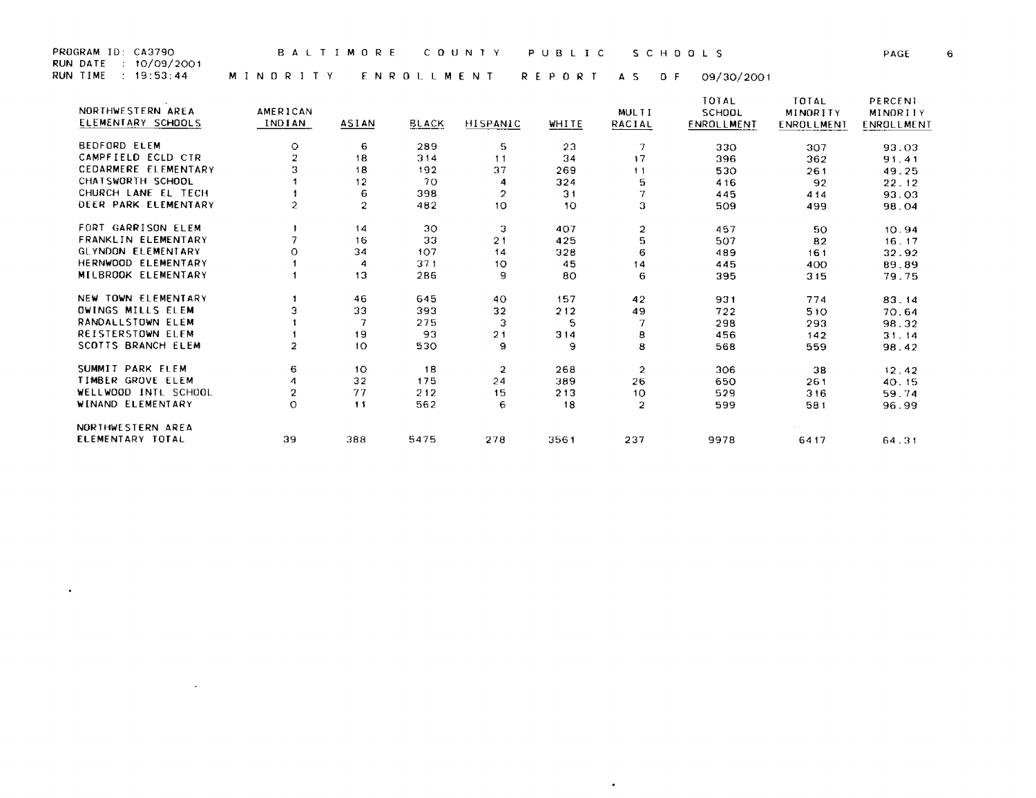PROGRAM ID: CA3790
RUN DATE : 10/09/2001
RUN TIME : 19:53:44

# BALTIMORE COUNTY PUBLIC SCHOOLS

## MINORITY ENROLLMENT REPORT AS OF 09/30/2001

| NORTHWESTERN AREA ELEMENTARY SCHOOLS | AMERICAN INDIAN | ASIAN | BLACK | HISPANIC | WHITE | MULTI RACIAL | TOTAL SCHOOL ENROLLMENT | TOTAL MINORITY ENROLLMENT | PERCENT MINORITY ENROLLMENT |
|---|---|---|---|---|---|---|---|---|---|
| BEDFORD ELEM | 0 | 6 | 289 | 5 | 23 | 7 | 330 | 307 | 93.03 |
| CAMPFIELD ECLD CTR | 2 | 18 | 314 | 11 | 34 | 17 | 396 | 362 | 91.41 |
| CEDARMERE ELEMENTARY | 3 | 18 | 192 | 37 | 269 | 11 | 530 | 261 | 49.25 |
| CHATSWORTH SCHOOL | 1 | 12 | 70 | 4 | 324 | 5 | 416 | 92 | 22.12 |
| CHURCH LANE EL TECH | 1 | 6 | 398 | 2 | 31 | 7 | 445 | 414 | 93.03 |
| DEER PARK ELEMENTARY | 2 | 2 | 482 | 10 | 10 | 3 | 509 | 499 | 98.04 |
| FORT GARRISON ELEM | 1 | 14 | 30 | 3 | 407 | 2 | 457 | 50 | 10.94 |
| FRANKLIN ELEMENTARY | 7 | 16 | 33 | 21 | 425 | 5 | 507 | 82 | 16.17 |
| GLYNDON ELEMENTARY | 0 | 34 | 107 | 14 | 328 | 6 | 489 | 161 | 32.92 |
| HERNWOOD ELEMENTARY | 1 | 4 | 371 | 10 | 45 | 14 | 445 | 400 | 89.89 |
| MILBROOK ELEMENTARY | 1 | 13 | 286 | 9 | 80 | 6 | 395 | 315 | 79.75 |
| NEW TOWN ELEMENTARY | 1 | 46 | 645 | 40 | 157 | 42 | 931 | 774 | 83.14 |
| OWINGS MILLS ELEM | 3 | 33 | 393 | 32 | 212 | 49 | 722 | 510 | 70.64 |
| RANDALLSTOWN ELEM | 1 | 7 | 275 | 3 | 5 | 7 | 298 | 293 | 98.32 |
| REISTERSTOWN ELEM | 1 | 19 | 93 | 21 | 314 | 8 | 456 | 142 | 31.14 |
| SCOTTS BRANCH ELEM | 2 | 10 | 530 | 9 | 9 | 8 | 568 | 559 | 98.42 |
| SUMMIT PARK ELEM | 6 | 10 | 18 | 2 | 268 | 2 | 306 | 38 | 12.42 |
| TIMBER GROVE ELEM | 4 | 32 | 175 | 24 | 389 | 26 | 650 | 261 | 40.15 |
| WELLWOOD INTL SCHOOL | 2 | 77 | 212 | 15 | 213 | 10 | 529 | 316 | 59.74 |
| WINAND ELEMENTARY | 0 | 11 | 562 | 6 | 18 | 2 | 599 | 581 | 96.99 |
| NORTHWESTERN AREA ELEMENTARY TOTAL | 39 | 388 | 5475 | 278 | 3561 | 237 | 9978 | 6417 | 64.31 |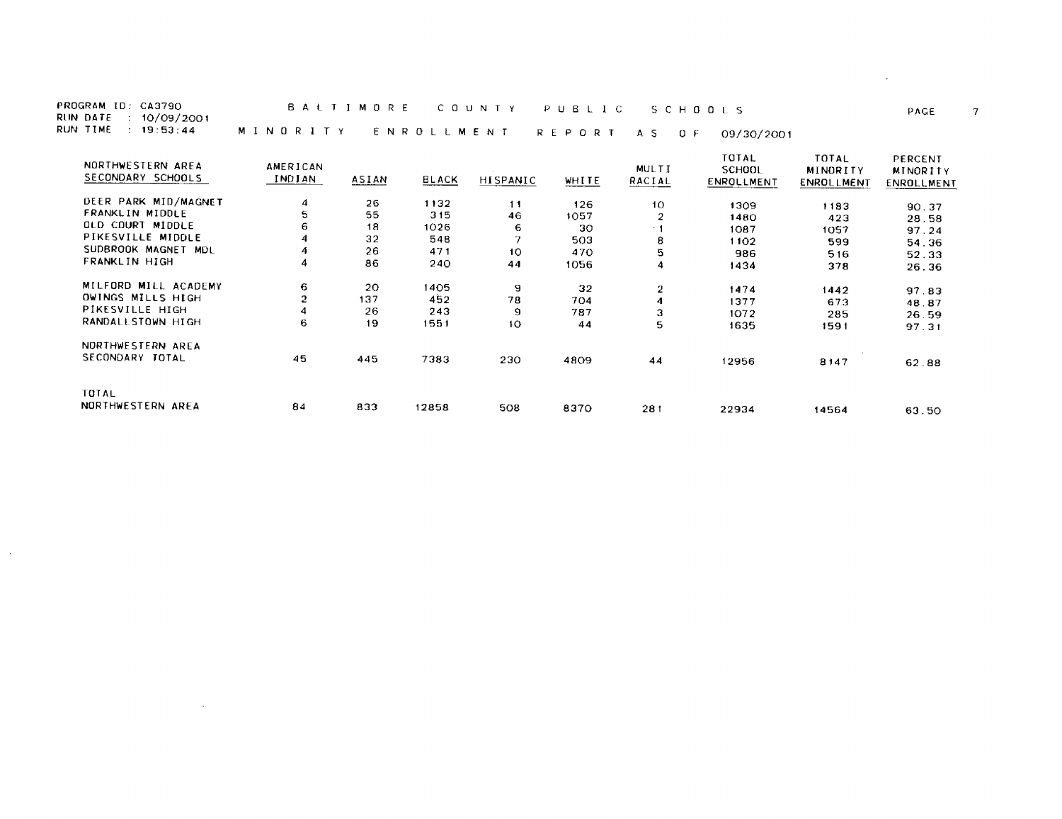PROGRAM ID: CA3790
RUN DATE : 10/09/2001
RUN TIME : 19:53:44

BALTIMORE COUNTY PUBLIC SCHOOLS

MINORITY ENROLLMENT REPORT AS OF 09/30/2001

| NORTHWESTERN AREA SECONDARY SCHOOLS | AMERICAN INDIAN | ASIAN | BLACK | HISPANIC | WHITE | MULTI RACIAL | TOTAL SCHOOL ENROLLMENT | TOTAL MINORITY ENROLLMENT | PERCENT MINORITY ENROLLMENT |
|---|---|---|---|---|---|---|---|---|---|
| DEER PARK MID/MAGNET | 4 | 26 | 1132 | 11 | 126 | 10 | 1309 | 1183 | 90.37 |
| FRANKLIN MIDDLE | 5 | 55 | 315 | 46 | 1057 | 2 | 1480 | 423 | 28.58 |
| OLD COURT MIDDLE | 6 | 18 | 1026 | 6 | 30 | 1 | 1087 | 1057 | 97.24 |
| PIKESVILLE MIDDLE | 4 | 32 | 548 | 7 | 503 | 8 | 1102 | 599 | 54.36 |
| SUDBROOK MAGNET MDL | 4 | 26 | 471 | 10 | 470 | 5 | 986 | 516 | 52.33 |
| FRANKLIN HIGH | 4 | 86 | 240 | 44 | 1056 | 4 | 1434 | 378 | 26.36 |
| MILFORD MILL ACADEMY | 6 | 20 | 1405 | 9 | 32 | 2 | 1474 | 1442 | 97.83 |
| OWINGS MILLS HIGH | 2 | 137 | 452 | 78 | 704 | 4 | 1377 | 673 | 48.87 |
| PIKESVILLE HIGH | 4 | 26 | 243 | 9 | 787 | 3 | 1072 | 285 | 26.59 |
| RANDALLSTOWN HIGH | 6 | 19 | 1551 | 10 | 44 | 5 | 1635 | 1591 | 97.31 |
| NORTHWESTERN AREA SECONDARY TOTAL | 45 | 445 | 7383 | 230 | 4809 | 44 | 12956 | 8147 | 62.88 |
| TOTAL NORTHWESTERN AREA | 84 | 833 | 12858 | 508 | 8370 | 281 | 22934 | 14564 | 63.50 |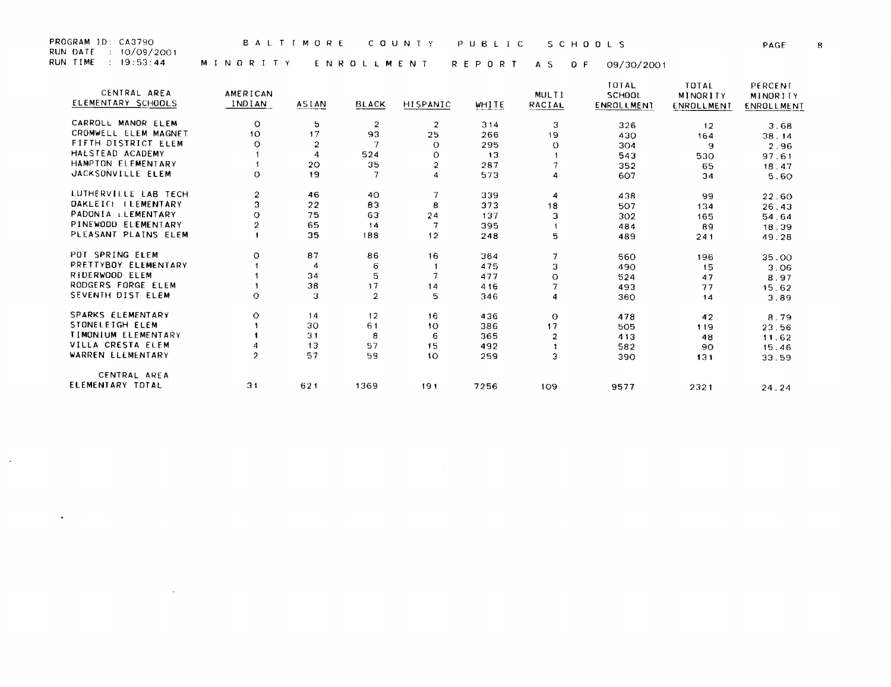BALTIMORE COUNTY PUBLIC SCHOOLS

MINORITY ENROLLMENT REPORT AS OF 09/30/2001

PROGRAM ID: CA3790
RUN DATE : 10/09/2001
RUN TIME : 19:53:44

| CENTRAL AREA ELEMENTARY SCHOOLS | AMERICAN INDIAN | ASIAN | BLACK | HISPANIC | WHITE | MULTI RACIAL | TOTAL SCHOOL ENROLLMENT | TOTAL MINORITY ENROLLMENT | PERCENT MINORITY ENROLLMENT |
|---|---|---|---|---|---|---|---|---|---|
| CARROLL MANOR ELEM | 0 | 5 | 2 | 2 | 314 | 3 | 326 | 12 | 3.68 |
| CROMWELL ELEM MAGNET | 10 | 17 | 93 | 25 | 266 | 19 | 430 | 164 | 38.14 |
| FIFTH DISTRICT ELEM | 0 | 2 | 7 | 0 | 295 | 0 | 304 | 9 | 2.96 |
| HALSTEAD ACADEMY | 1 | 4 | 524 | 0 | 13 | 1 | 543 | 530 | 97.61 |
| HAMPTON ELEMENTARY | 1 | 20 | 35 | 2 | 287 | 7 | 352 | 65 | 18.47 |
| JACKSONVILLE ELEM | 0 | 19 | 7 | 4 | 573 | 4 | 607 | 34 | 5.60 |
| LUTHERVILLE LAB TECH | 2 | 46 | 40 | 7 | 339 | 4 | 438 | 99 | 22.60 |
| OAKLEIGH ELEMENTARY | 3 | 22 | 83 | 8 | 373 | 18 | 507 | 134 | 26.43 |
| PADONIA ELEMENTARY | 0 | 75 | 63 | 24 | 137 | 3 | 302 | 165 | 54.64 |
| PINEWOOD ELEMENTARY | 2 | 65 | 14 | 7 | 395 | 1 | 484 | 89 | 18.39 |
| PLEASANT PLAINS ELEM | 1 | 35 | 188 | 12 | 248 | 5 | 489 | 241 | 49.28 |
| POT SPRING ELEM | 0 | 87 | 86 | 16 | 364 | 7 | 560 | 196 | 35.00 |
| PRETTYBOY ELEMENTARY | 1 | 4 | 6 | 1 | 475 | 3 | 490 | 15 | 3.06 |
| RIDERWOOD ELEM | 1 | 34 | 5 | 7 | 477 | 0 | 524 | 47 | 8.97 |
| RODGERS FORGE ELEM | 1 | 38 | 17 | 14 | 416 | 7 | 493 | 77 | 15.62 |
| SEVENTH DIST ELEM | 0 | 3 | 2 | 5 | 346 | 4 | 360 | 14 | 3.89 |
| SPARKS ELEMENTARY | 0 | 14 | 12 | 16 | 436 | 0 | 478 | 42 | 8.79 |
| STONELEIGH ELEM | 1 | 30 | 61 | 10 | 386 | 17 | 505 | 119 | 23.56 |
| TIMONIUM ELEMENTARY | 1 | 31 | 8 | 6 | 365 | 2 | 413 | 48 | 11.62 |
| VILLA CRESTA ELEM | 4 | 13 | 57 | 15 | 492 | 1 | 582 | 90 | 15.46 |
| WARREN ELEMENTARY | 2 | 57 | 59 | 10 | 259 | 3 | 390 | 131 | 33.59 |
| CENTRAL AREA ELEMENTARY TOTAL | 31 | 621 | 1369 | 191 | 7256 | 109 | 9577 | 2321 | 24.24 |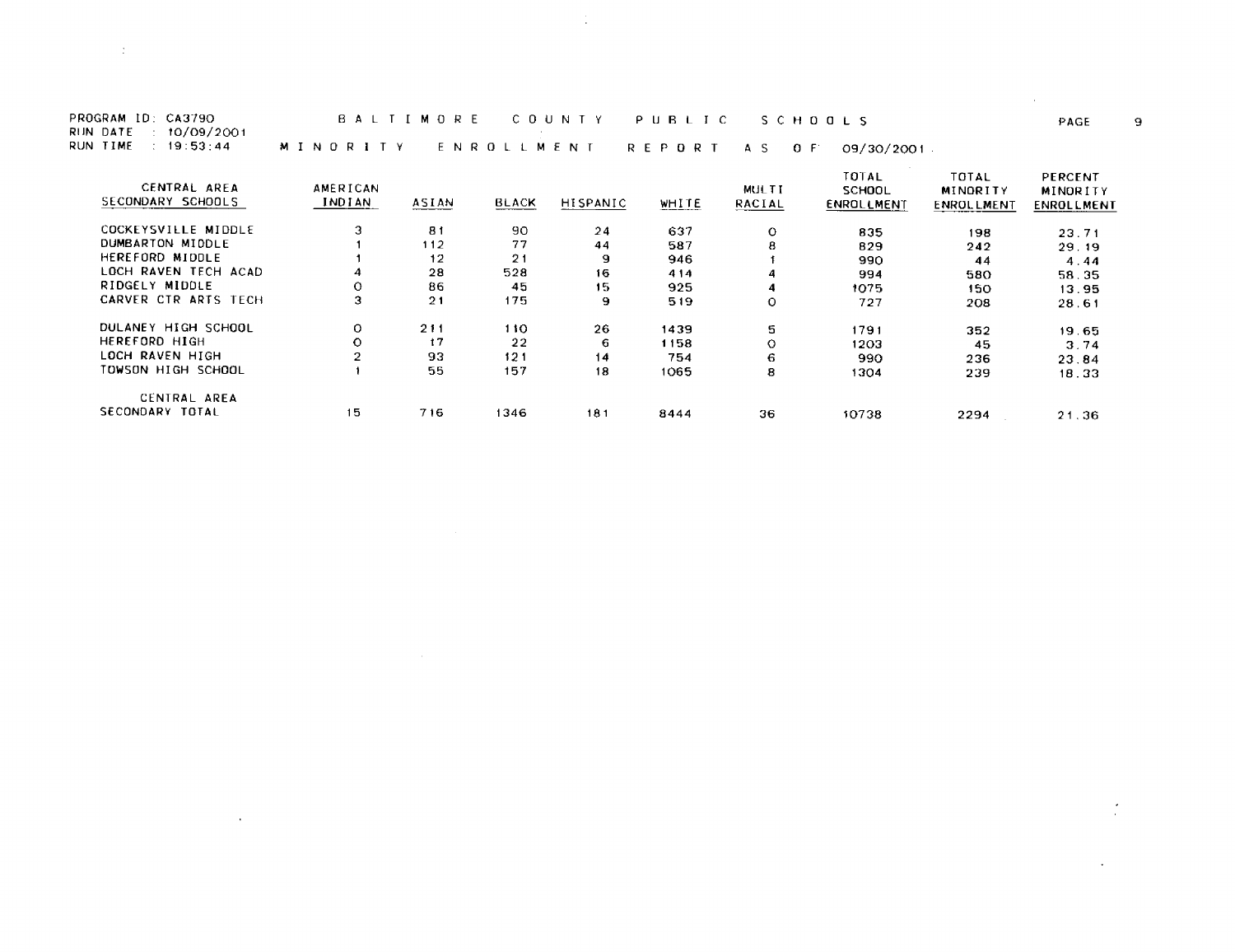PROGRAM ID: CA3790
RUN DATE : 10/09/2001
RUN TIME : 19:53:44

# BALTIMORE COUNTY PUBLIC SCHOOLS

## MINORITY ENROLLMENT REPORT AS OF 09/30/2001

| CENTRAL AREA SECONDARY SCHOOLS | AMERICAN INDIAN | ASIAN | BLACK | HISPANIC | WHITE | MULTI RACIAL | TOTAL SCHOOL ENROLLMENT | TOTAL MINORITY ENROLLMENT | PERCENT MINORITY ENROLLMENT |
|---|---|---|---|---|---|---|---|---|---|
| COCKEYSVILLE MIDDLE | 3 | 81 | 90 | 24 | 637 | 0 | 835 | 198 | 23.71 |
| DUMBARTON MIDDLE | 1 | 112 | 77 | 44 | 587 | 8 | 829 | 242 | 29.19 |
| HEREFORD MIDDLE | 1 | 12 | 21 | 9 | 946 | 1 | 990 | 44 | 4.44 |
| LOCH RAVEN TECH ACAD | 4 | 28 | 528 | 16 | 414 | 4 | 994 | 580 | 58.35 |
| RIDGELY MIDDLE | 0 | 86 | 45 | 15 | 925 | 4 | 1075 | 150 | 13.95 |
| CARVER CTR ARTS TECH | 3 | 21 | 175 | 9 | 519 | 0 | 727 | 208 | 28.61 |
| DULANEY HIGH SCHOOL | 0 | 211 | 110 | 26 | 1439 | 5 | 1791 | 352 | 19.65 |
| HEREFORD HIGH | 0 | 17 | 22 | 6 | 1158 | 0 | 1203 | 45 | 3.74 |
| LOCH RAVEN HIGH | 2 | 93 | 121 | 14 | 754 | 6 | 990 | 236 | 23.84 |
| TOWSON HIGH SCHOOL | 1 | 55 | 157 | 18 | 1065 | 8 | 1304 | 239 | 18.33 |
| CENTRAL AREA SECONDARY TOTAL | 15 | 716 | 1346 | 181 | 8444 | 36 | 10738 | 2294 | 21.36 |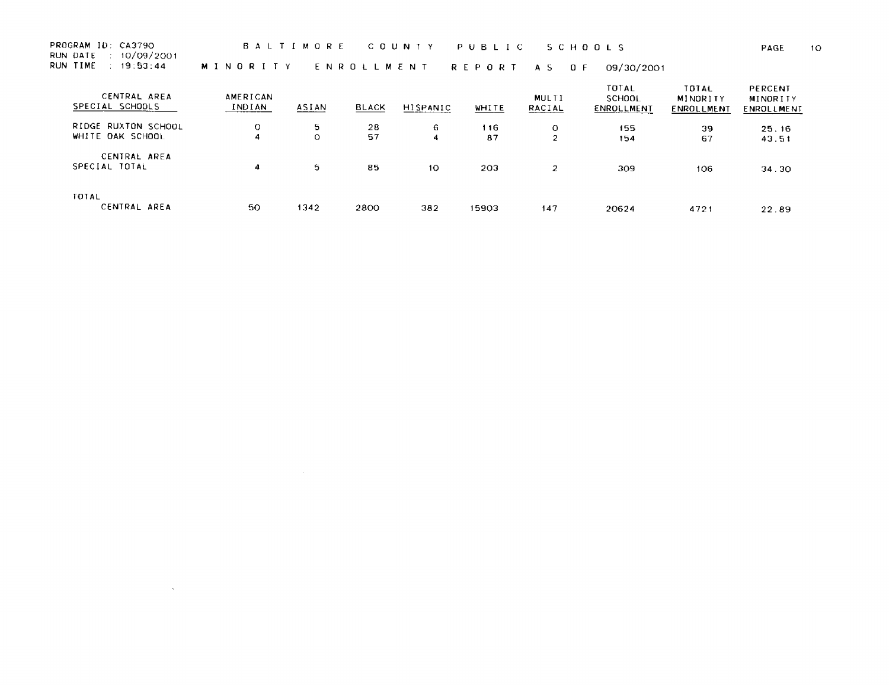PROGRAM ID: CA3790
RUN DATE : 10/09/2001
RUN TIME : 19:53:44

# BALTIMORE COUNTY PUBLIC SCHOOLS

## MINORITY ENROLLMENT REPORT AS OF 09/30/2001

| CENTRAL AREA SPECIAL SCHOOLS | AMERICAN INDIAN | ASIAN | BLACK | HISPANIC | WHITE | MULTI RACIAL | TOTAL SCHOOL ENROLLMENT | TOTAL MINORITY ENROLLMENT | PERCENT MINORITY ENROLLMENT |
|---|---|---|---|---|---|---|---|---|---|
| RIDGE RUXTON SCHOOL | 0 | 5 | 28 | 6 | 116 | 0 | 155 | 39 | 25.16 |
| WHITE OAK SCHOOL | 4 | 0 | 57 | 4 | 87 | 2 | 154 | 67 | 43.51 |
| CENTRAL AREA SPECIAL TOTAL | 4 | 5 | 85 | 10 | 203 | 2 | 309 | 106 | 34.30 |
| TOTAL CENTRAL AREA | 50 | 1342 | 2800 | 382 | 15903 | 147 | 20624 | 4721 | 22.89 |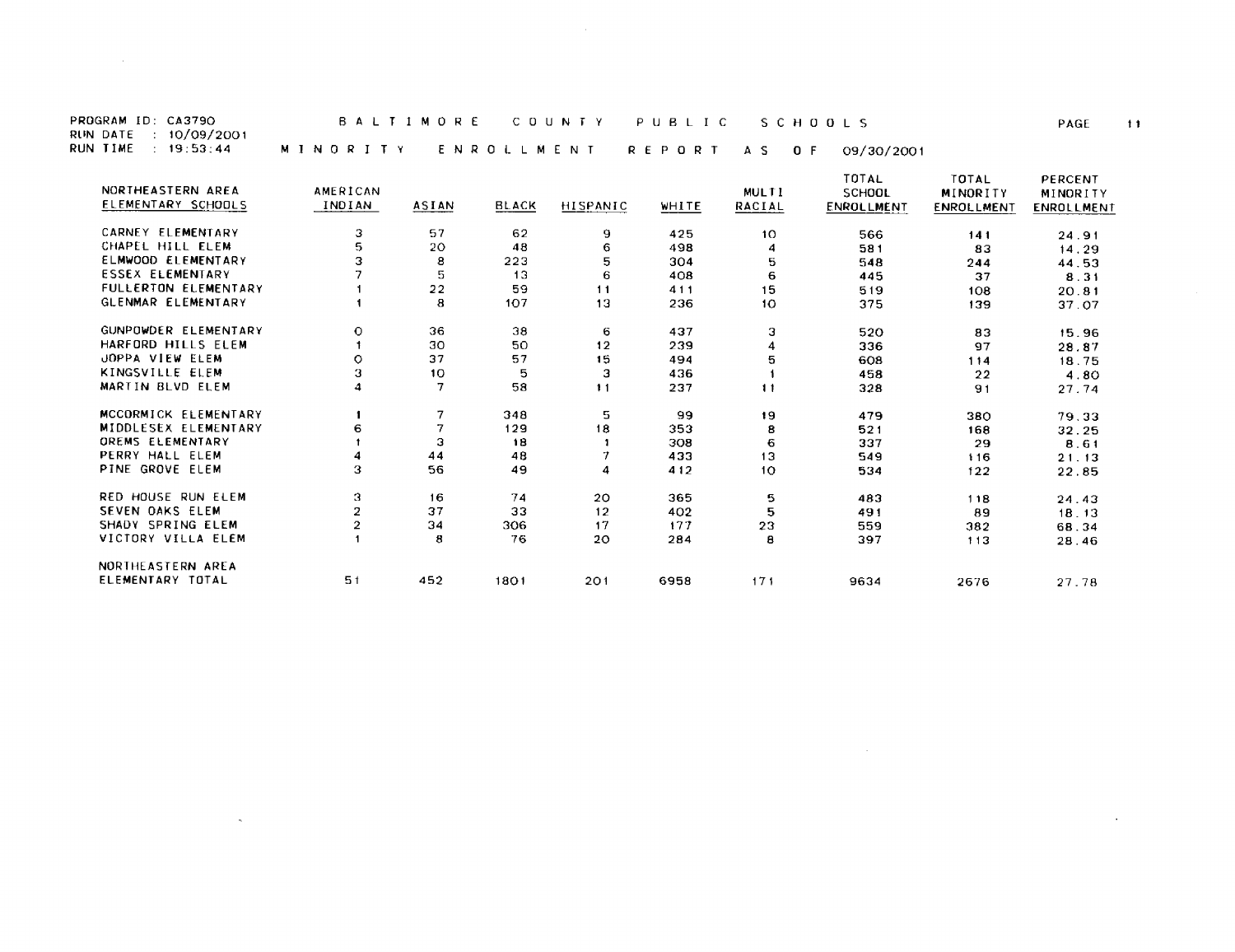PROGRAM ID: CA3790
RUN DATE : 10/09/2001
RUN TIME : 19:53:44

# BALTIMORE COUNTY PUBLIC SCHOOLS

## MINORITY ENROLLMENT REPORT AS OF 09/30/2001

| NORTHEASTERN AREA ELEMENTARY SCHOOLS | AMERICAN INDIAN | ASIAN | BLACK | HISPANIC | WHITE | MULTI RACIAL | TOTAL SCHOOL ENROLLMENT | TOTAL MINORITY ENROLLMENT | PERCENT MINORITY ENROLLMENT |
|---|---|---|---|---|---|---|---|---|---|
| CARNEY ELEMENTARY | 3 | 57 | 62 | 9 | 425 | 10 | 566 | 141 | 24.91 |
| CHAPEL HILL ELEM | 5 | 20 | 48 | 6 | 498 | 4 | 581 | 83 | 14.29 |
| ELMWOOD ELEMENTARY | 3 | 8 | 223 | 5 | 304 | 5 | 548 | 244 | 44.53 |
| ESSEX ELEMENTARY | 7 | 5 | 13 | 6 | 408 | 6 | 445 | 37 | 8.31 |
| FULLERTON ELEMENTARY | 1 | 22 | 59 | 11 | 411 | 15 | 519 | 108 | 20.81 |
| GLENMAR ELEMENTARY | 1 | 8 | 107 | 13 | 236 | 10 | 375 | 139 | 37.07 |
| GUNPOWDER ELEMENTARY | 0 | 36 | 38 | 6 | 437 | 3 | 520 | 83 | 15.96 |
| HARFORD HILLS ELEM | 1 | 30 | 50 | 12 | 239 | 4 | 336 | 97 | 28.87 |
| JOPPA VIEW ELEM | 0 | 37 | 57 | 15 | 494 | 5 | 608 | 114 | 18.75 |
| KINGSVILLE ELEM | 3 | 10 | 5 | 3 | 436 | 1 | 458 | 22 | 4.80 |
| MARTIN BLVD ELEM | 4 | 7 | 58 | 11 | 237 | 11 | 328 | 91 | 27.74 |
| MCCORMICK ELEMENTARY | 1 | 7 | 348 | 5 | 99 | 19 | 479 | 380 | 79.33 |
| MIDDLESEX ELEMENTARY | 6 | 7 | 129 | 18 | 353 | 8 | 521 | 168 | 32.25 |
| OREMS ELEMENTARY | 1 | 3 | 18 | 1 | 308 | 6 | 337 | 29 | 8.61 |
| PERRY HALL ELEM | 4 | 44 | 48 | 7 | 433 | 13 | 549 | 116 | 21.13 |
| PINE GROVE ELEM | 3 | 56 | 49 | 4 | 412 | 10 | 534 | 122 | 22.85 |
| RED HOUSE RUN ELEM | 3 | 16 | 74 | 20 | 365 | 5 | 483 | 118 | 24.43 |
| SEVEN OAKS ELEM | 2 | 37 | 33 | 12 | 402 | 5 | 491 | 89 | 18.13 |
| SHADY SPRING ELEM | 2 | 34 | 306 | 17 | 177 | 23 | 559 | 382 | 68.34 |
| VICTORY VILLA ELEM | 1 | 8 | 76 | 20 | 284 | 8 | 397 | 113 | 28.46 |
| NORTHEASTERN AREA ELEMENTARY TOTAL | 51 | 452 | 1801 | 201 | 6958 | 171 | 9634 | 2676 | 27.78 |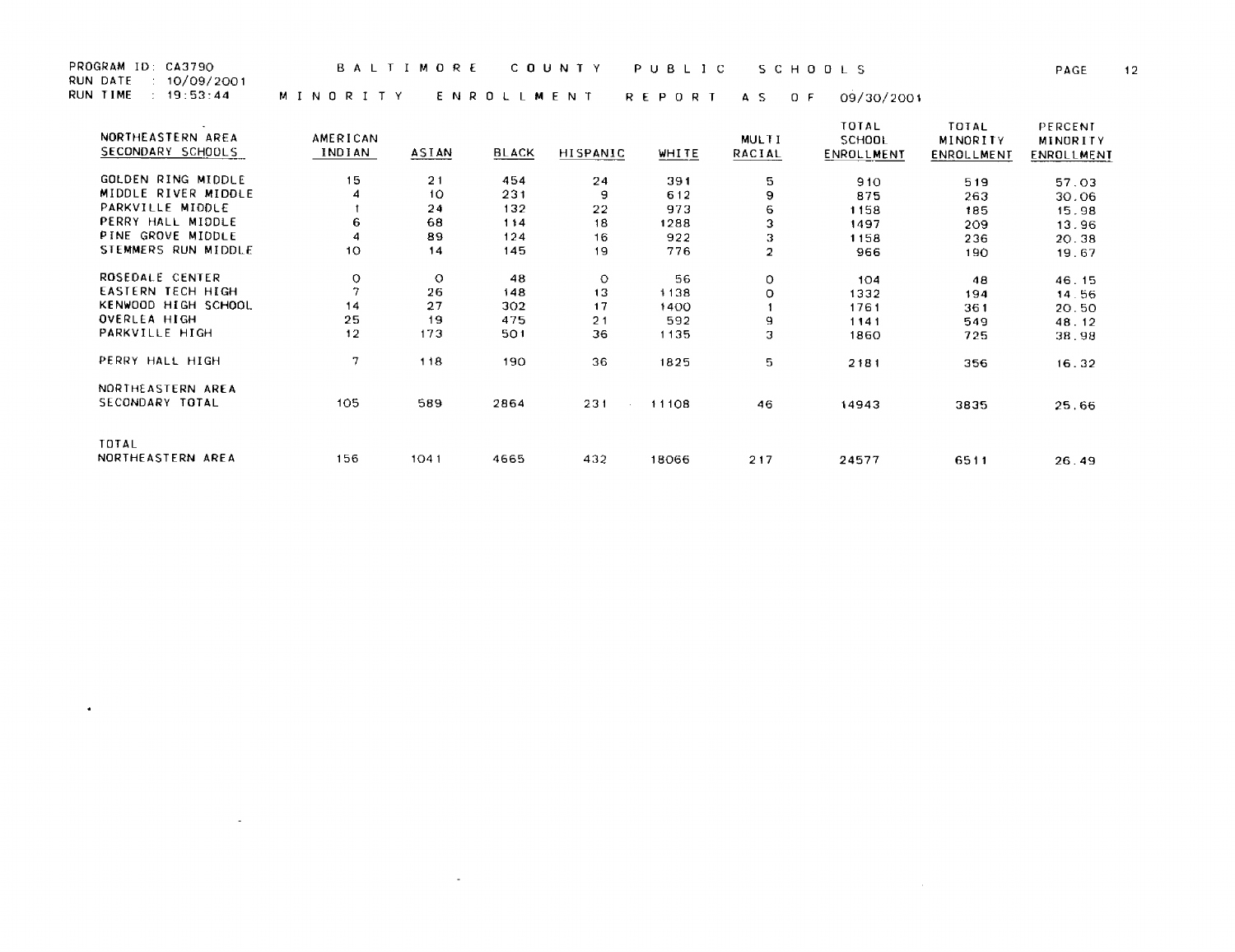PROGRAM ID: CA3790
RUN DATE : 10/09/2001
RUN TIME : 19:53:44

# BALTIMORE COUNTY PUBLIC SCHOOLS

## MINORITY ENROLLMENT REPORT AS OF 09/30/2001

| NORTHEASTERN AREA SECONDARY SCHOOLS | AMERICAN INDIAN | ASIAN | BLACK | HISPANIC | WHITE | MULTI RACIAL | TOTAL SCHOOL ENROLLMENT | TOTAL MINORITY ENROLLMENT | PERCENT MINORITY ENROLLMENT |
|---|---|---|---|---|---|---|---|---|---|
| GOLDEN RING MIDDLE | 15 | 21 | 454 | 24 | 391 | 5 | 910 | 519 | 57.03 |
| MIDDLE RIVER MIDDLE | 4 | 10 | 231 | 9 | 612 | 9 | 875 | 263 | 30.06 |
| PARKVILLE MIDDLE | 1 | 24 | 132 | 22 | 973 | 6 | 1158 | 185 | 15.98 |
| PERRY HALL MIDDLE | 6 | 68 | 114 | 18 | 1288 | 3 | 1497 | 209 | 13.96 |
| PINE GROVE MIDDLE | 4 | 89 | 124 | 16 | 922 | 3 | 1158 | 236 | 20.38 |
| STEMMERS RUN MIDDLE | 10 | 14 | 145 | 19 | 776 | 2 | 966 | 190 | 19.67 |
| ROSEDALE CENTER | 0 | 0 | 48 | 0 | 56 | 0 | 104 | 48 | 46.15 |
| EASTERN TECH HIGH | 7 | 26 | 148 | 13 | 1138 | 0 | 1332 | 194 | 14.56 |
| KENWOOD HIGH SCHOOL | 14 | 27 | 302 | 17 | 1400 | 1 | 1761 | 361 | 20.50 |
| OVERLEA HIGH | 25 | 19 | 475 | 21 | 592 | 9 | 1141 | 549 | 48.12 |
| PARKVILLE HIGH | 12 | 173 | 501 | 36 | 1135 | 3 | 1860 | 725 | 38.98 |
| PERRY HALL HIGH | 7 | 118 | 190 | 36 | 1825 | 5 | 2181 | 356 | 16.32 |
| NORTHEASTERN AREA SECONDARY TOTAL | 105 | 589 | 2864 | 231 | 11108 | 46 | 14943 | 3835 | 25.66 |
| TOTAL NORTHEASTERN AREA | 156 | 1041 | 4665 | 432 | 18066 | 217 | 24577 | 6511 | 26.49 |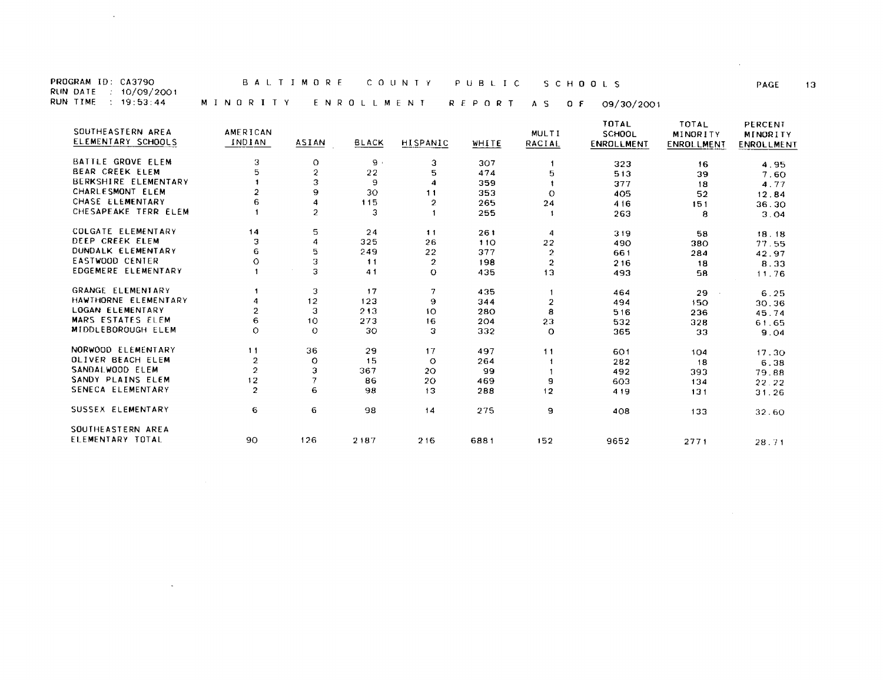PROGRAM ID: CA3790 BALTIMORE COUNTY PUBLIC SCHOOLS
RUN DATE : 10/09/2001
RUN TIME : 19:53:44 MINORITY ENROLLMENT REPORT AS OF 09/30/2001

| SOUTHEASTERN AREA ELEMENTARY SCHOOLS | AMERICAN INDIAN | ASIAN | BLACK | HISPANIC | WHITE | MULTI RACIAL | TOTAL SCHOOL ENROLLMENT | TOTAL MINORITY ENROLLMENT | PERCENT MINORITY ENROLLMENT |
|---|---|---|---|---|---|---|---|---|---|
| BATTLE GROVE ELEM | 3 | 0 | 9 | 3 | 307 | 1 | 323 | 16 | 4.95 |
| BEAR CREEK ELEM | 5 | 2 | 22 | 5 | 474 | 5 | 513 | 39 | 7.60 |
| BERKSHIRE ELEMENTARY | 1 | 3 | 9 | 4 | 359 | 1 | 377 | 18 | 4.77 |
| CHARLESMONT ELEM | 2 | 9 | 30 | 11 | 353 | 0 | 405 | 52 | 12.84 |
| CHASE ELEMENTARY | 6 | 4 | 115 | 2 | 265 | 24 | 416 | 151 | 36.30 |
| CHESAPEAKE TERR ELEM | 1 | 2 | 3 | 1 | 255 | 1 | 263 | 8 | 3.04 |
| COLGATE ELEMENTARY | 14 | 5 | 24 | 11 | 261 | 4 | 319 | 58 | 18.18 |
| DEEP CREEK ELEM | 3 | 4 | 325 | 26 | 110 | 22 | 490 | 380 | 77.55 |
| DUNDALK ELEMENTARY | 6 | 5 | 249 | 22 | 377 | 2 | 661 | 284 | 42.97 |
| EASTWOOD CENTER | 0 | 3 | 11 | 2 | 198 | 2 | 216 | 18 | 8.33 |
| EDGEMERE ELEMENTARY | 1 | 3 | 41 | 0 | 435 | 13 | 493 | 58 | 11.76 |
| GRANGE ELEMENTARY | 1 | 3 | 17 | 7 | 435 | 1 | 464 | 29 | 6.25 |
| HAWTHORNE ELEMENTARY | 4 | 12 | 123 | 9 | 344 | 2 | 494 | 150 | 30.36 |
| LOGAN ELEMENTARY | 2 | 3 | 213 | 10 | 280 | 8 | 516 | 236 | 45.74 |
| MARS ESTATES ELEM | 6 | 10 | 273 | 16 | 204 | 23 | 532 | 328 | 61.65 |
| MIDDLEBOROUGH ELEM | 0 | 0 | 30 | 3 | 332 | 0 | 365 | 33 | 9.04 |
| NORWOOD ELEMENTARY | 11 | 36 | 29 | 17 | 497 | 11 | 601 | 104 | 17.30 |
| OLIVER BEACH ELEM | 2 | 0 | 15 | 0 | 264 | 1 | 282 | 18 | 6.38 |
| SANDALWOOD ELEM | 2 | 3 | 367 | 20 | 99 | 1 | 492 | 393 | 79.88 |
| SANDY PLAINS ELEM | 12 | 7 | 86 | 20 | 469 | 9 | 603 | 134 | 22.22 |
| SENECA ELEMENTARY | 2 | 6 | 98 | 13 | 288 | 12 | 419 | 131 | 31.26 |
| SUSSEX ELEMENTARY | 6 | 6 | 98 | 14 | 275 | 9 | 408 | 133 | 32.60 |
| SOUTHEASTERN AREA ELEMENTARY TOTAL | 90 | 126 | 2187 | 216 | 6881 | 152 | 9652 | 2771 | 28.71 |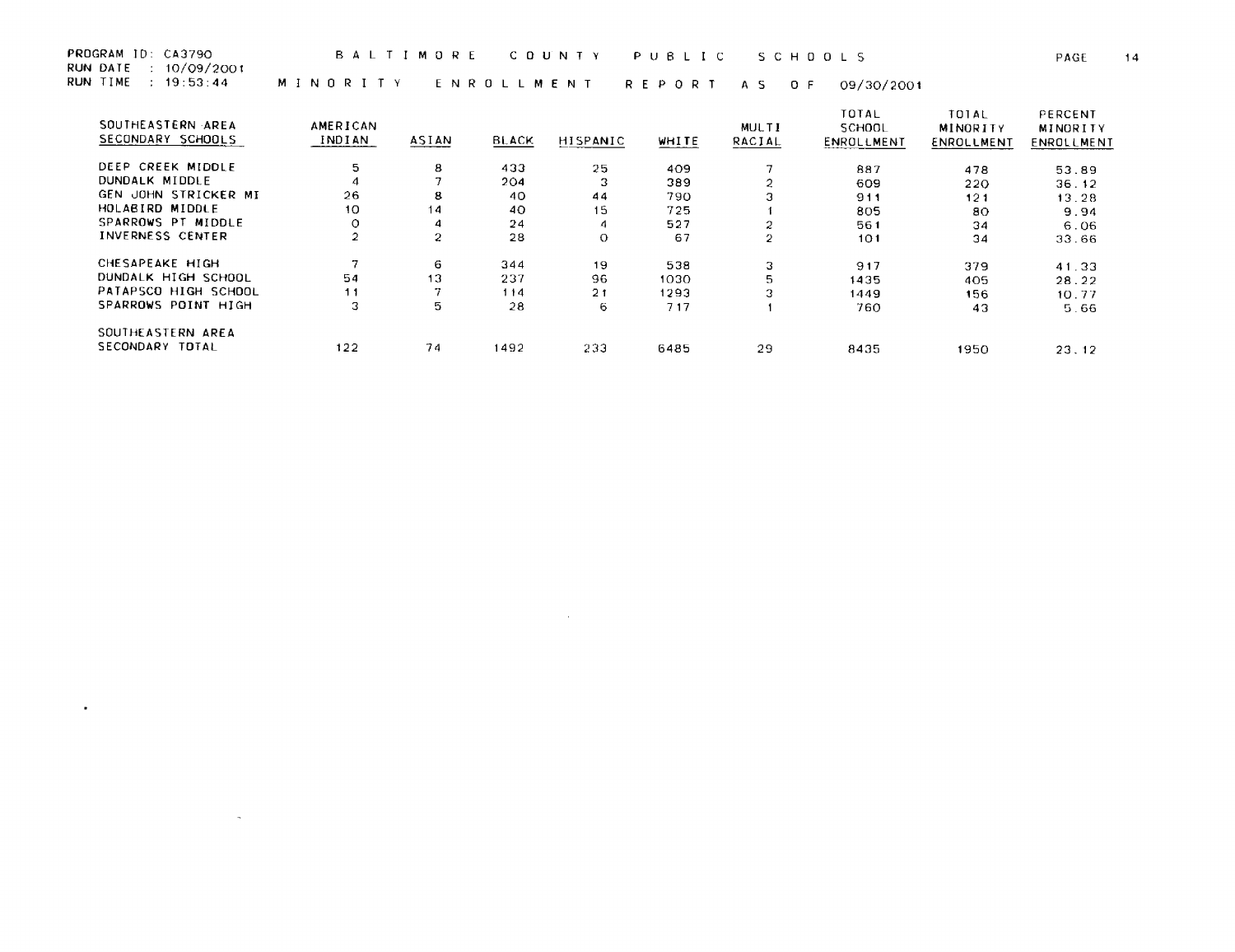PROGRAM ID: CA3790
RUN DATE : 10/09/2001
RUN TIME : 19:53:44

# BALTIMORE COUNTY PUBLIC SCHOOLS

## MINORITY ENROLLMENT REPORT AS OF 09/30/2001

| SOUTHEASTERN AREA SECONDARY SCHOOLS | AMERICAN INDIAN | ASIAN | BLACK | HISPANIC | WHITE | MULTI RACIAL | TOTAL SCHOOL ENROLLMENT | TOTAL MINORITY ENROLLMENT | PERCENT MINORITY ENROLLMENT |
|---|---|---|---|---|---|---|---|---|---|
| DEEP CREEK MIDDLE | 5 | 8 | 433 | 25 | 409 | 7 | 887 | 478 | 53.89 |
| DUNDALK MIDDLE | 4 | 7 | 204 | 3 | 389 | 2 | 609 | 220 | 36.12 |
| GEN JOHN STRICKER MI | 26 | 8 | 40 | 44 | 790 | 3 | 911 | 121 | 13.28 |
| HOLABIRD MIDDLE | 10 | 14 | 40 | 15 | 725 | 1 | 805 | 80 | 9.94 |
| SPARROWS PT MIDDLE | 0 | 4 | 24 | 4 | 527 | 2 | 561 | 34 | 6.06 |
| INVERNESS CENTER | 2 | 2 | 28 | 0 | 67 | 2 | 101 | 34 | 33.66 |
| CHESAPEAKE HIGH | 7 | 6 | 344 | 19 | 538 | 3 | 917 | 379 | 41.33 |
| DUNDALK HIGH SCHOOL | 54 | 13 | 237 | 96 | 1030 | 5 | 1435 | 405 | 28.22 |
| PATAPSCO HIGH SCHOOL | 11 | 7 | 114 | 21 | 1293 | 3 | 1449 | 156 | 10.77 |
| SPARROWS POINT HIGH | 3 | 5 | 28 | 6 | 717 | 1 | 760 | 43 | 5.66 |
| SOUTHEASTERN AREA SECONDARY TOTAL | 122 | 74 | 1492 | 233 | 6485 | 29 | 8435 | 1950 | 23.12 |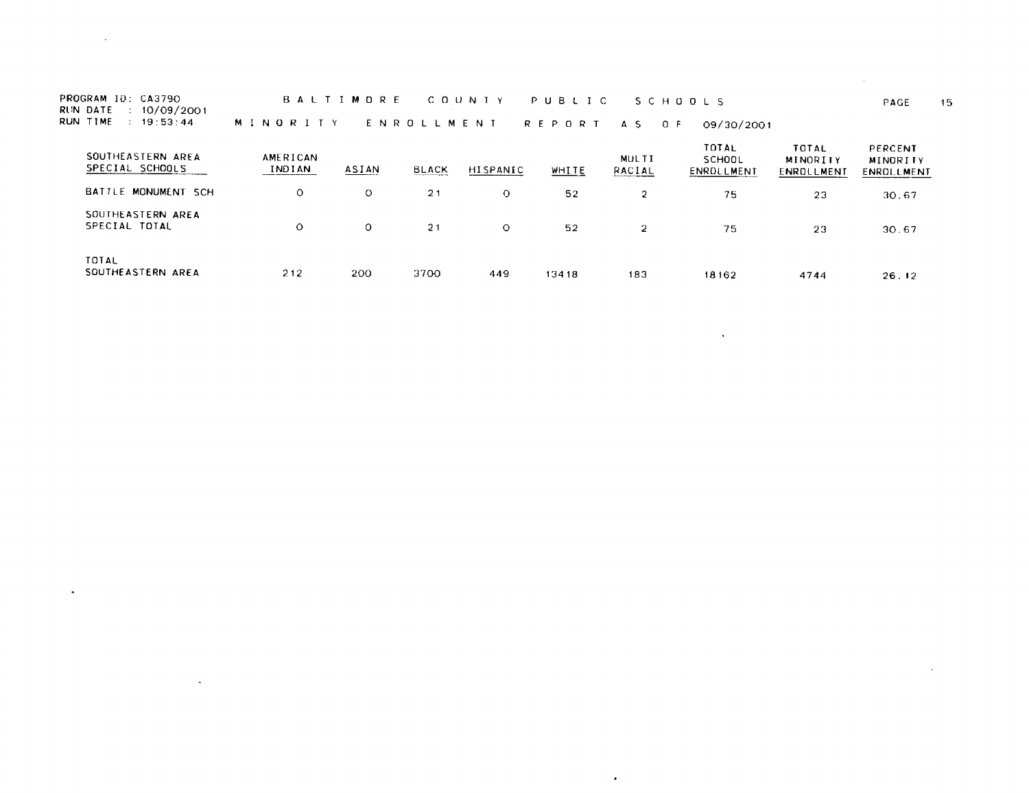PROGRAM ID: CA3790
RUN DATE : 10/09/2001
RUN TIME : 19:53:44

BALTIMORE COUNTY PUBLIC SCHOOLS

MINORITY ENROLLMENT REPORT AS OF 09/30/2001

| SOUTHEASTERN AREA SPECIAL SCHOOLS | AMERICAN INDIAN | ASIAN | BLACK | HISPANIC | WHITE | MULTI RACIAL | TOTAL SCHOOL ENROLLMENT | TOTAL MINORITY ENROLLMENT | PERCENT MINORITY ENROLLMENT |
|---|---|---|---|---|---|---|---|---|---|
| BATTLE MONUMENT SCH | 0 | 0 | 21 | 0 | 52 | 2 | 75 | 23 | 30.67 |
| SOUTHEASTERN AREA SPECIAL TOTAL | 0 | 0 | 21 | 0 | 52 | 2 | 75 | 23 | 30.67 |
| TOTAL SOUTHEASTERN AREA | 212 | 200 | 3700 | 449 | 13418 | 183 | 18162 | 4744 | 26.12 |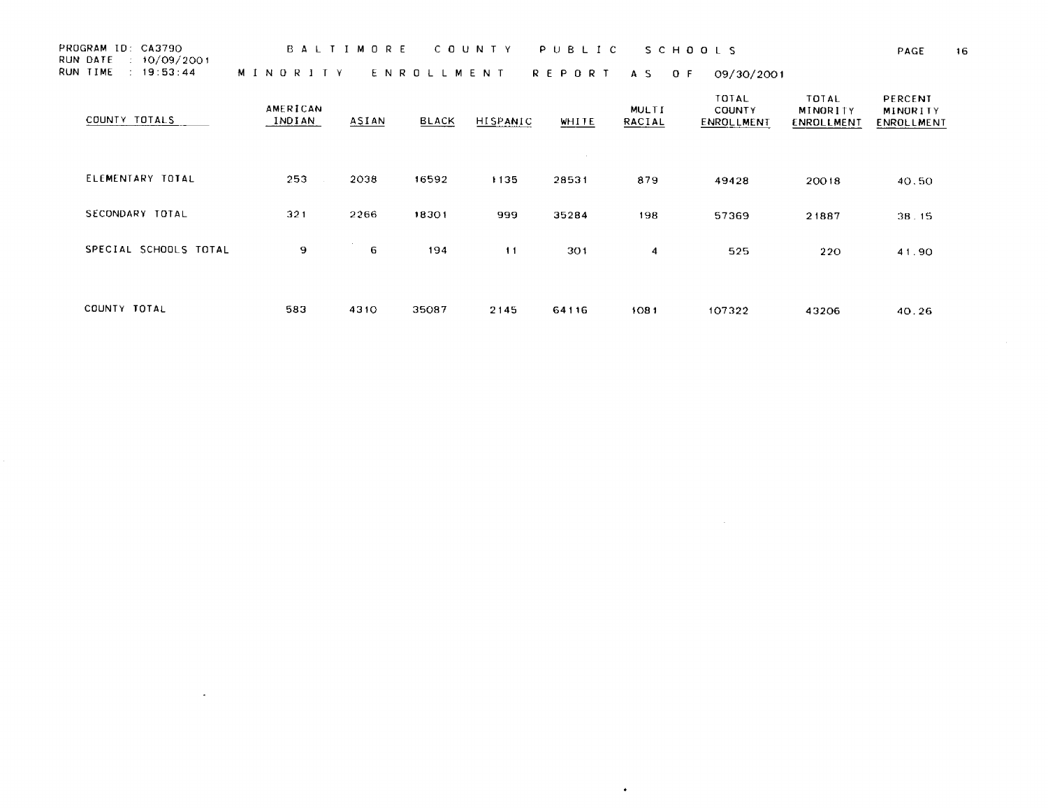PROGRAM ID: CA3790
RUN DATE : 10/09/2001
RUN TIME : 19:53:44

# BALTIMORE COUNTY PUBLIC SCHOOLS

## MINORITY ENROLLMENT REPORT AS OF 09/30/2001

| COUNTY TOTALS | AMERICAN INDIAN | ASIAN | BLACK | HISPANIC | WHITE | MULTI RACIAL | TOTAL COUNTY ENROLLMENT | TOTAL MINORITY ENROLLMENT | PERCENT MINORITY ENROLLMENT |
|---|---|---|---|---|---|---|---|---|---|
| ELEMENTARY TOTAL | 253 | 2038 | 16592 | 1135 | 28531 | 879 | 49428 | 20018 | 40.50 |
| SECONDARY TOTAL | 321 | 2266 | 18301 | 999 | 35284 | 198 | 57369 | 21887 | 38.15 |
| SPECIAL SCHOOLS TOTAL | 9 | 6 | 194 | 11 | 301 | 4 | 525 | 220 | 41.90 |
| COUNTY TOTAL | 583 | 4310 | 35087 | 2145 | 64116 | 1081 | 107322 | 43206 | 40.26 |